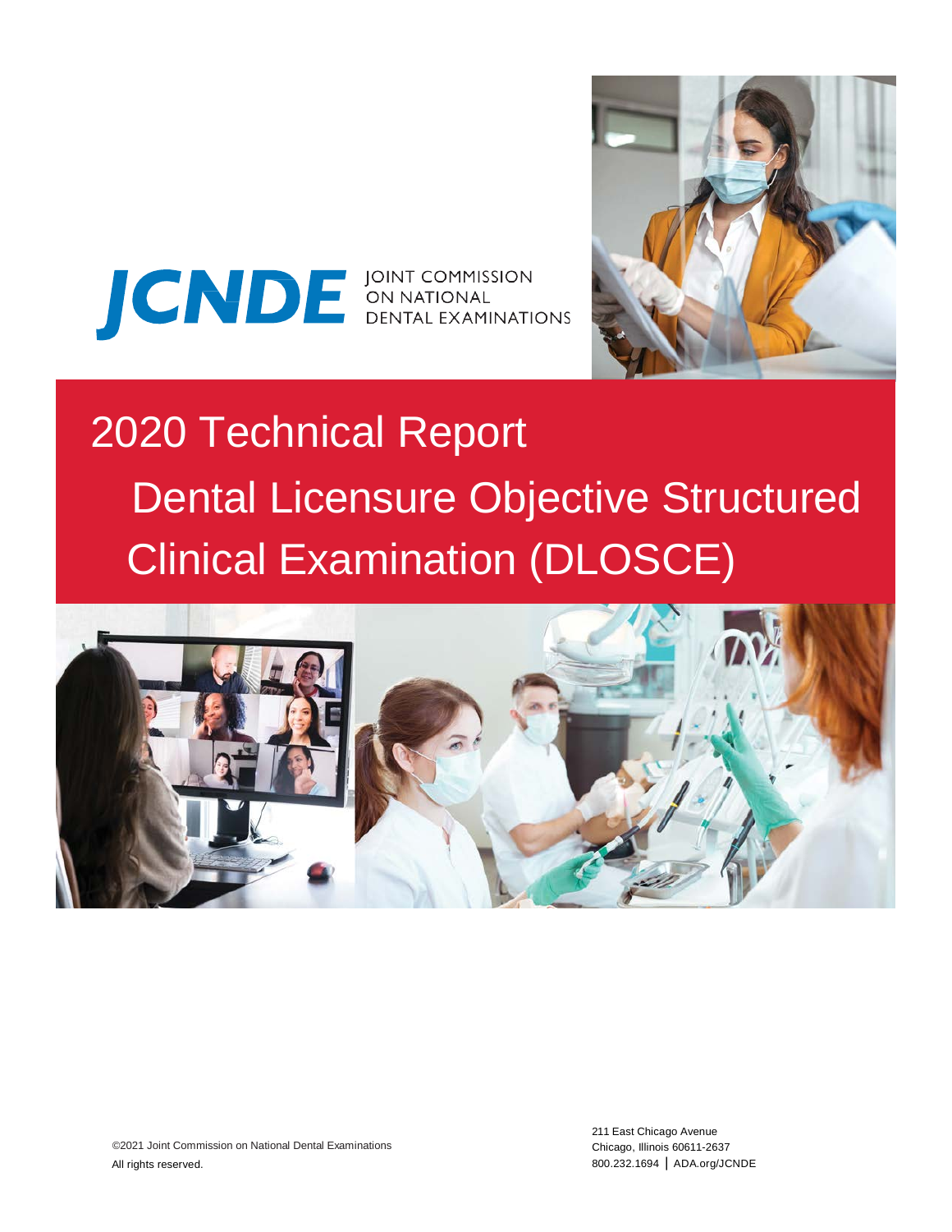JCNDE JOINT COMMISSION ON NATIONAL DENTAL EXAMINATIONS

# 2020 Technical Report

# Dental Licensure Objective Structured Clinical Examination (DLOSCE)

©2021 Joint Commission on National Dental Examinations
All rights reserved.

211 East Chicago Avenue
Chicago, Illinois 60611-2637
800.232.1694 | ADA.org/JCNDE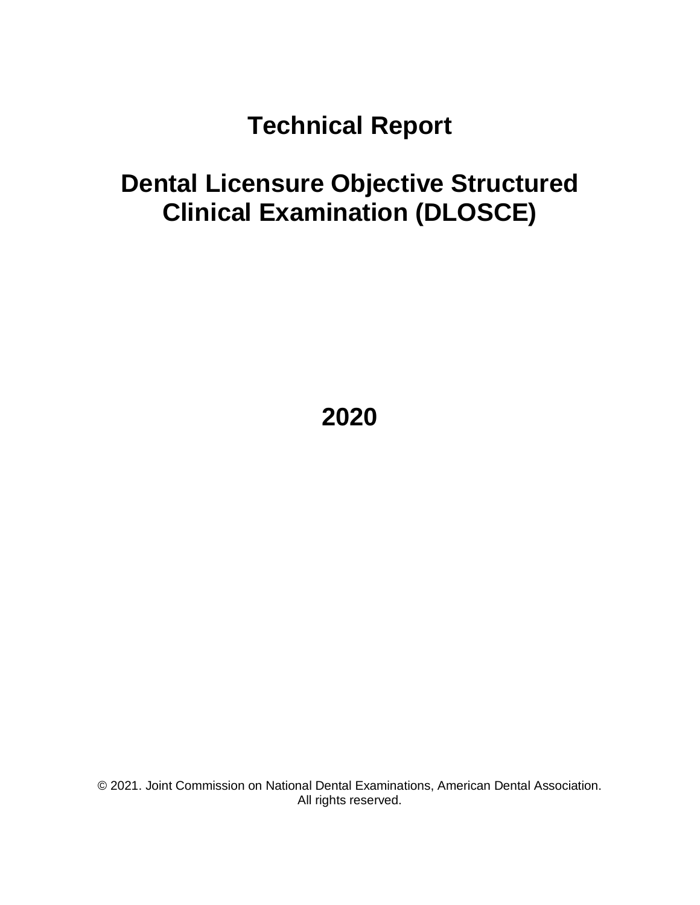# Technical Report

# Dental Licensure Objective Structured Clinical Examination (DLOSCE)

**2020**

© 2021. Joint Commission on National Dental Examinations, American Dental Association. All rights reserved.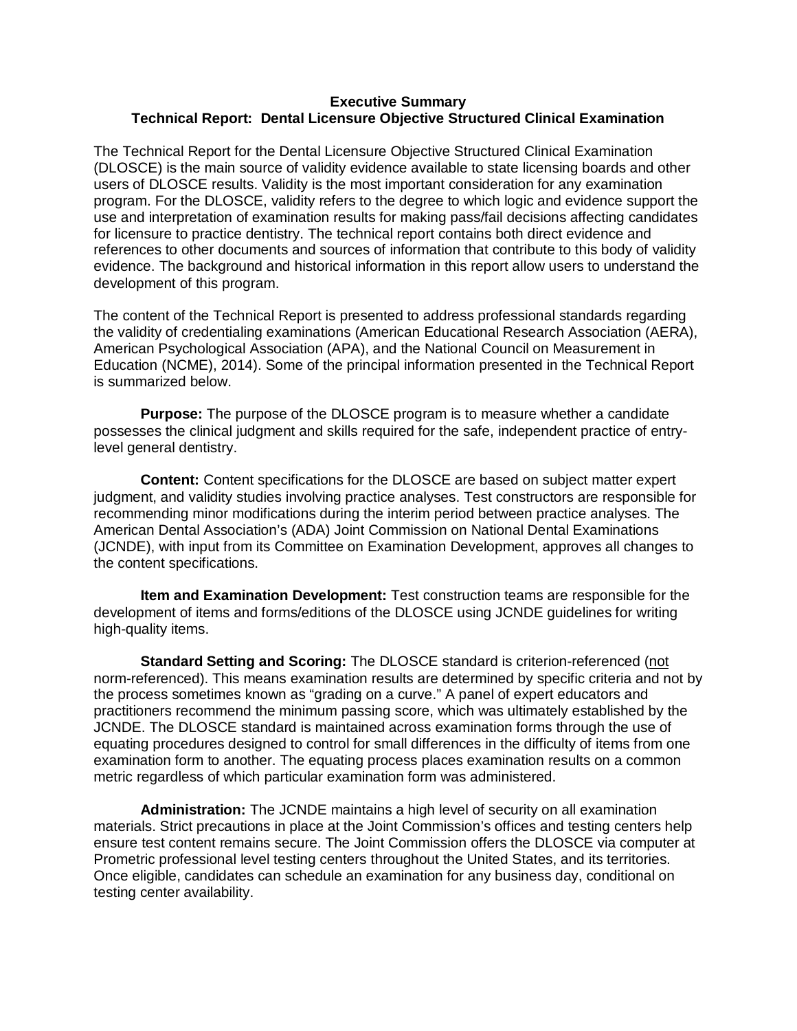## Executive Summary

## Technical Report: Dental Licensure Objective Structured Clinical Examination

The Technical Report for the Dental Licensure Objective Structured Clinical Examination (DLOSCE) is the main source of validity evidence available to state licensing boards and other users of DLOSCE results. Validity is the most important consideration for any examination program. For the DLOSCE, validity refers to the degree to which logic and evidence support the use and interpretation of examination results for making pass/fail decisions affecting candidates for licensure to practice dentistry. The technical report contains both direct evidence and references to other documents and sources of information that contribute to this body of validity evidence. The background and historical information in this report allow users to understand the development of this program.

The content of the Technical Report is presented to address professional standards regarding the validity of credentialing examinations (American Educational Research Association (AERA), American Psychological Association (APA), and the National Council on Measurement in Education (NCME), 2014). Some of the principal information presented in the Technical Report is summarized below.

**Purpose:** The purpose of the DLOSCE program is to measure whether a candidate possesses the clinical judgment and skills required for the safe, independent practice of entry-level general dentistry.

**Content:** Content specifications for the DLOSCE are based on subject matter expert judgment, and validity studies involving practice analyses. Test constructors are responsible for recommending minor modifications during the interim period between practice analyses. The American Dental Association's (ADA) Joint Commission on National Dental Examinations (JCNDE), with input from its Committee on Examination Development, approves all changes to the content specifications.

**Item and Examination Development:** Test construction teams are responsible for the development of items and forms/editions of the DLOSCE using JCNDE guidelines for writing high-quality items.

**Standard Setting and Scoring:** The DLOSCE standard is criterion-referenced (not norm-referenced). This means examination results are determined by specific criteria and not by the process sometimes known as "grading on a curve." A panel of expert educators and practitioners recommend the minimum passing score, which was ultimately established by the JCNDE. The DLOSCE standard is maintained across examination forms through the use of equating procedures designed to control for small differences in the difficulty of items from one examination form to another. The equating process places examination results on a common metric regardless of which particular examination form was administered.

**Administration:** The JCNDE maintains a high level of security on all examination materials. Strict precautions in place at the Joint Commission's offices and testing centers help ensure test content remains secure. The Joint Commission offers the DLOSCE via computer at Prometric professional level testing centers throughout the United States, and its territories. Once eligible, candidates can schedule an examination for any business day, conditional on testing center availability.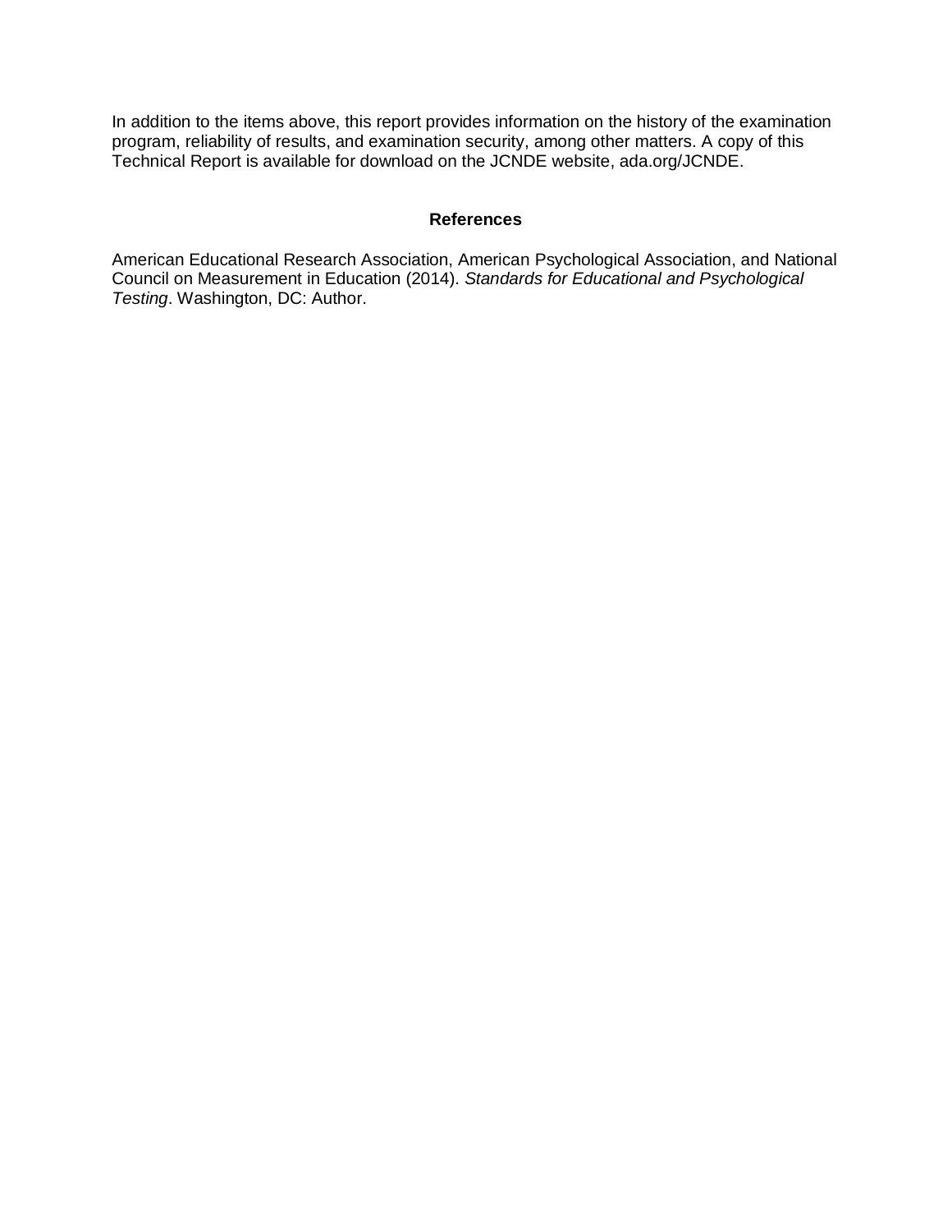In addition to the items above, this report provides information on the history of the examination program, reliability of results, and examination security, among other matters. A copy of this Technical Report is available for download on the JCNDE website, ada.org/JCNDE.

## References

American Educational Research Association, American Psychological Association, and National Council on Measurement in Education (2014). *Standards for Educational and Psychological Testing*. Washington, DC: Author.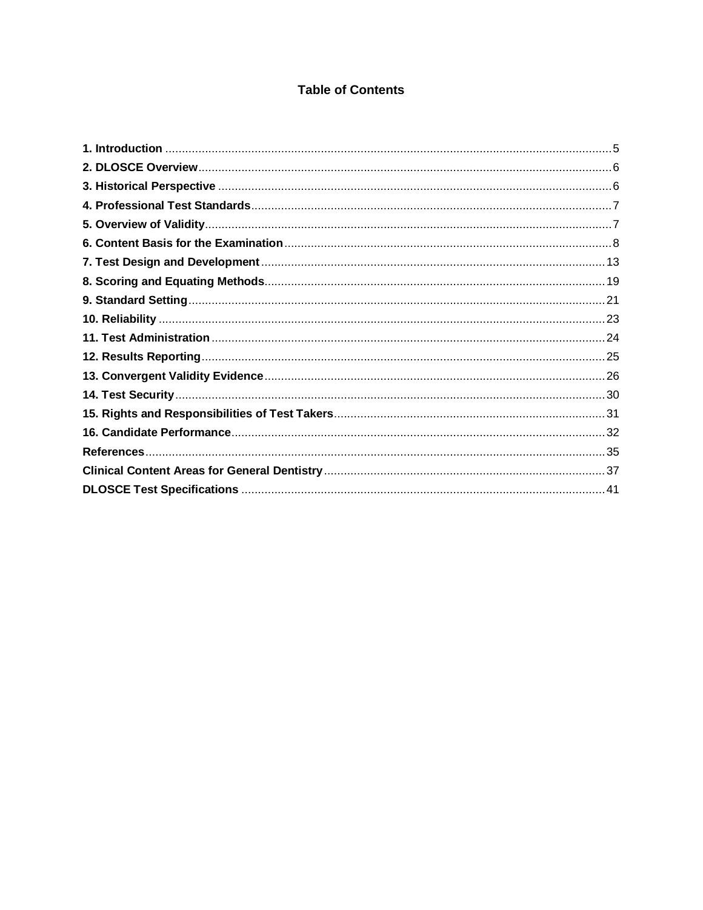# Table of Contents

- **1. Introduction** .......... 5
- **2. DLOSCE Overview** .......... 6
- **3. Historical Perspective** .......... 6
- **4. Professional Test Standards** .......... 7
- **5. Overview of Validity** .......... 7
- **6. Content Basis for the Examination** .......... 8
- **7. Test Design and Development** .......... 13
- **8. Scoring and Equating Methods** .......... 19
- **9. Standard Setting** .......... 21
- **10. Reliability** .......... 23
- **11. Test Administration** .......... 24
- **12. Results Reporting** .......... 25
- **13. Convergent Validity Evidence** .......... 26
- **14. Test Security** .......... 30
- **15. Rights and Responsibilities of Test Takers** .......... 31
- **16. Candidate Performance** .......... 32
- **References** .......... 35
- **Clinical Content Areas for General Dentistry** .......... 37
- **DLOSCE Test Specifications** .......... 41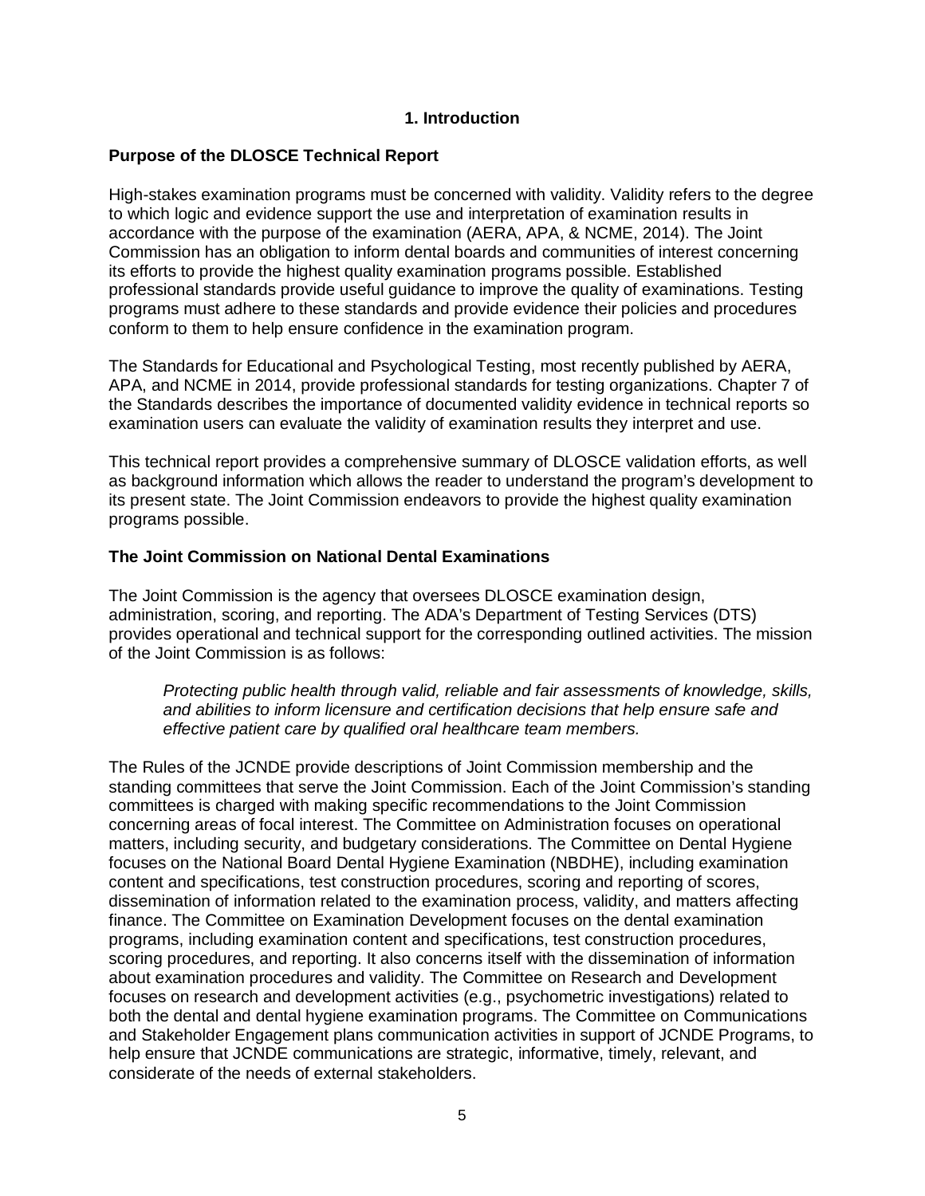# 1. Introduction

## Purpose of the DLOSCE Technical Report

High-stakes examination programs must be concerned with validity. Validity refers to the degree to which logic and evidence support the use and interpretation of examination results in accordance with the purpose of the examination (AERA, APA, & NCME, 2014). The Joint Commission has an obligation to inform dental boards and communities of interest concerning its efforts to provide the highest quality examination programs possible. Established professional standards provide useful guidance to improve the quality of examinations. Testing programs must adhere to these standards and provide evidence their policies and procedures conform to them to help ensure confidence in the examination program.

The Standards for Educational and Psychological Testing, most recently published by AERA, APA, and NCME in 2014, provide professional standards for testing organizations. Chapter 7 of the Standards describes the importance of documented validity evidence in technical reports so examination users can evaluate the validity of examination results they interpret and use.

This technical report provides a comprehensive summary of DLOSCE validation efforts, as well as background information which allows the reader to understand the program's development to its present state. The Joint Commission endeavors to provide the highest quality examination programs possible.

## The Joint Commission on National Dental Examinations

The Joint Commission is the agency that oversees DLOSCE examination design, administration, scoring, and reporting. The ADA's Department of Testing Services (DTS) provides operational and technical support for the corresponding outlined activities. The mission of the Joint Commission is as follows:

> *Protecting public health through valid, reliable and fair assessments of knowledge, skills, and abilities to inform licensure and certification decisions that help ensure safe and effective patient care by qualified oral healthcare team members.*

The Rules of the JCNDE provide descriptions of Joint Commission membership and the standing committees that serve the Joint Commission. Each of the Joint Commission's standing committees is charged with making specific recommendations to the Joint Commission concerning areas of focal interest. The Committee on Administration focuses on operational matters, including security, and budgetary considerations. The Committee on Dental Hygiene focuses on the National Board Dental Hygiene Examination (NBDHE), including examination content and specifications, test construction procedures, scoring and reporting of scores, dissemination of information related to the examination process, validity, and matters affecting finance. The Committee on Examination Development focuses on the dental examination programs, including examination content and specifications, test construction procedures, scoring procedures, and reporting. It also concerns itself with the dissemination of information about examination procedures and validity. The Committee on Research and Development focuses on research and development activities (e.g., psychometric investigations) related to both the dental and dental hygiene examination programs. The Committee on Communications and Stakeholder Engagement plans communication activities in support of JCNDE Programs, to help ensure that JCNDE communications are strategic, informative, timely, relevant, and considerate of the needs of external stakeholders.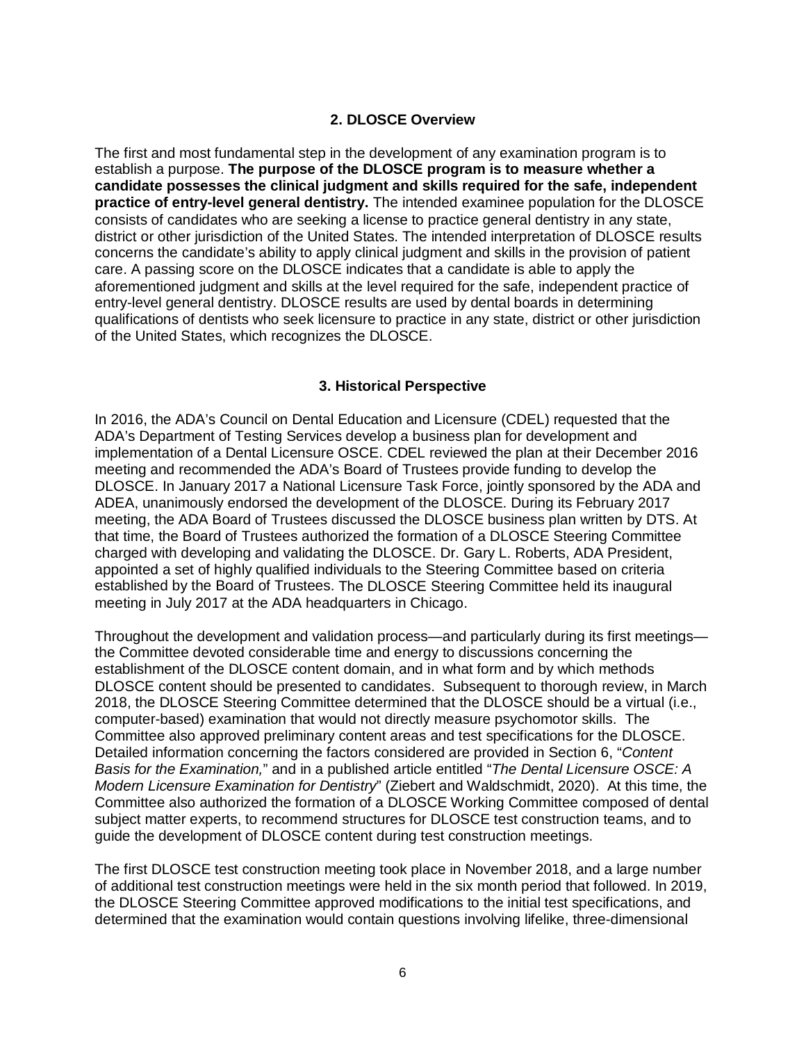## 2. DLOSCE Overview

The first and most fundamental step in the development of any examination program is to establish a purpose. **The purpose of the DLOSCE program is to measure whether a candidate possesses the clinical judgment and skills required for the safe, independent practice of entry-level general dentistry.** The intended examinee population for the DLOSCE consists of candidates who are seeking a license to practice general dentistry in any state, district or other jurisdiction of the United States. The intended interpretation of DLOSCE results concerns the candidate's ability to apply clinical judgment and skills in the provision of patient care. A passing score on the DLOSCE indicates that a candidate is able to apply the aforementioned judgment and skills at the level required for the safe, independent practice of entry-level general dentistry. DLOSCE results are used by dental boards in determining qualifications of dentists who seek licensure to practice in any state, district or other jurisdiction of the United States, which recognizes the DLOSCE.

## 3. Historical Perspective

In 2016, the ADA's Council on Dental Education and Licensure (CDEL) requested that the ADA's Department of Testing Services develop a business plan for development and implementation of a Dental Licensure OSCE. CDEL reviewed the plan at their December 2016 meeting and recommended the ADA's Board of Trustees provide funding to develop the DLOSCE. In January 2017 a National Licensure Task Force, jointly sponsored by the ADA and ADEA, unanimously endorsed the development of the DLOSCE. During its February 2017 meeting, the ADA Board of Trustees discussed the DLOSCE business plan written by DTS. At that time, the Board of Trustees authorized the formation of a DLOSCE Steering Committee charged with developing and validating the DLOSCE. Dr. Gary L. Roberts, ADA President, appointed a set of highly qualified individuals to the Steering Committee based on criteria established by the Board of Trustees. The DLOSCE Steering Committee held its inaugural meeting in July 2017 at the ADA headquarters in Chicago.

Throughout the development and validation process—and particularly during its first meetings—the Committee devoted considerable time and energy to discussions concerning the establishment of the DLOSCE content domain, and in what form and by which methods DLOSCE content should be presented to candidates. Subsequent to thorough review, in March 2018, the DLOSCE Steering Committee determined that the DLOSCE should be a virtual (i.e., computer-based) examination that would not directly measure psychomotor skills. The Committee also approved preliminary content areas and test specifications for the DLOSCE. Detailed information concerning the factors considered are provided in Section 6, "*Content Basis for the Examination,*" and in a published article entitled "*The Dental Licensure OSCE: A Modern Licensure Examination for Dentistry*" (Ziebert and Waldschmidt, 2020). At this time, the Committee also authorized the formation of a DLOSCE Working Committee composed of dental subject matter experts, to recommend structures for DLOSCE test construction teams, and to guide the development of DLOSCE content during test construction meetings.

The first DLOSCE test construction meeting took place in November 2018, and a large number of additional test construction meetings were held in the six month period that followed. In 2019, the DLOSCE Steering Committee approved modifications to the initial test specifications, and determined that the examination would contain questions involving lifelike, three-dimensional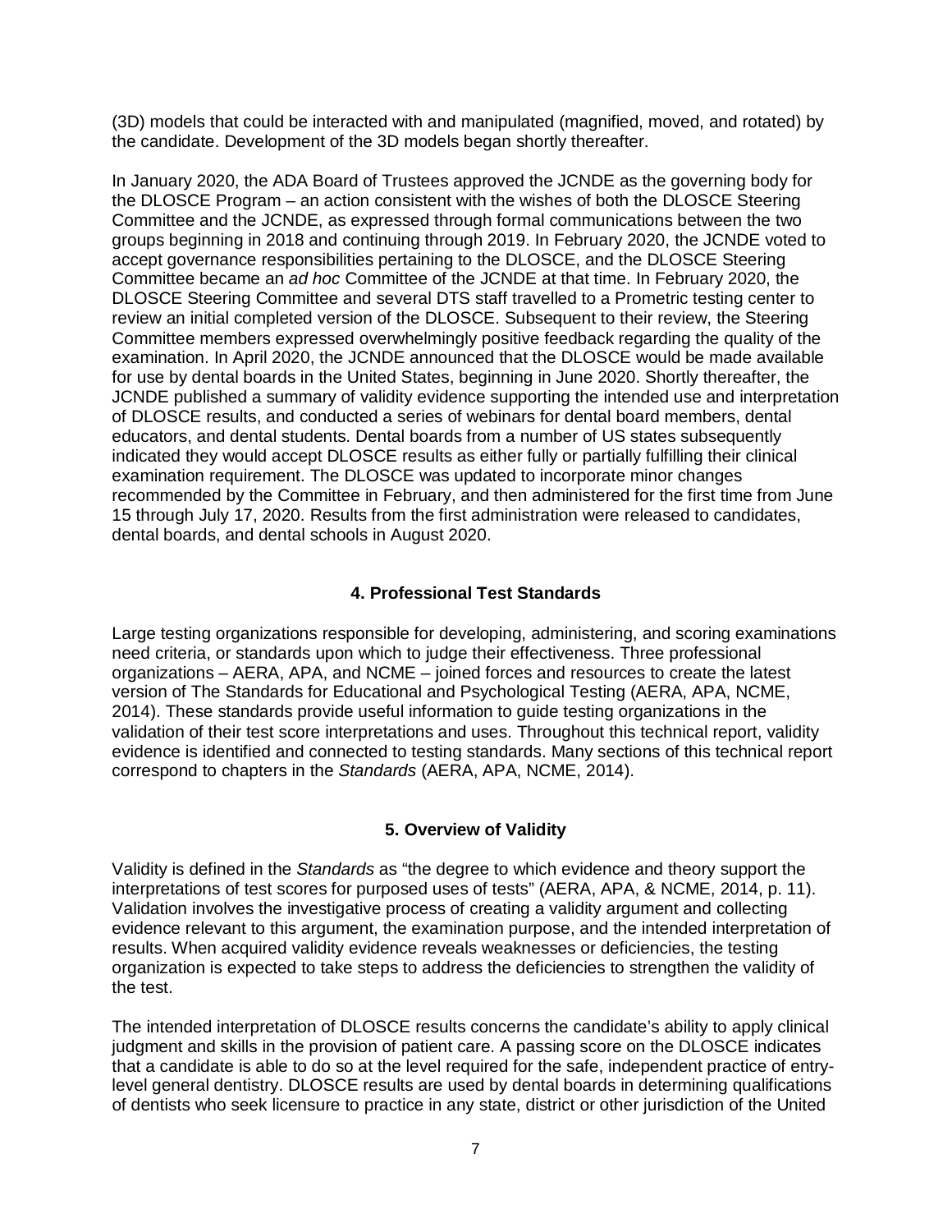(3D) models that could be interacted with and manipulated (magnified, moved, and rotated) by the candidate. Development of the 3D models began shortly thereafter.

In January 2020, the ADA Board of Trustees approved the JCNDE as the governing body for the DLOSCE Program – an action consistent with the wishes of both the DLOSCE Steering Committee and the JCNDE, as expressed through formal communications between the two groups beginning in 2018 and continuing through 2019. In February 2020, the JCNDE voted to accept governance responsibilities pertaining to the DLOSCE, and the DLOSCE Steering Committee became an *ad hoc* Committee of the JCNDE at that time. In February 2020, the DLOSCE Steering Committee and several DTS staff travelled to a Prometric testing center to review an initial completed version of the DLOSCE. Subsequent to their review, the Steering Committee members expressed overwhelmingly positive feedback regarding the quality of the examination. In April 2020, the JCNDE announced that the DLOSCE would be made available for use by dental boards in the United States, beginning in June 2020. Shortly thereafter, the JCNDE published a summary of validity evidence supporting the intended use and interpretation of DLOSCE results, and conducted a series of webinars for dental board members, dental educators, and dental students. Dental boards from a number of US states subsequently indicated they would accept DLOSCE results as either fully or partially fulfilling their clinical examination requirement. The DLOSCE was updated to incorporate minor changes recommended by the Committee in February, and then administered for the first time from June 15 through July 17, 2020. Results from the first administration were released to candidates, dental boards, and dental schools in August 2020.

## 4. Professional Test Standards

Large testing organizations responsible for developing, administering, and scoring examinations need criteria, or standards upon which to judge their effectiveness. Three professional organizations – AERA, APA, and NCME – joined forces and resources to create the latest version of The Standards for Educational and Psychological Testing (AERA, APA, NCME, 2014). These standards provide useful information to guide testing organizations in the validation of their test score interpretations and uses. Throughout this technical report, validity evidence is identified and connected to testing standards. Many sections of this technical report correspond to chapters in the *Standards* (AERA, APA, NCME, 2014).

## 5. Overview of Validity

Validity is defined in the *Standards* as "the degree to which evidence and theory support the interpretations of test scores for purposed uses of tests" (AERA, APA, & NCME, 2014, p. 11). Validation involves the investigative process of creating a validity argument and collecting evidence relevant to this argument, the examination purpose, and the intended interpretation of results. When acquired validity evidence reveals weaknesses or deficiencies, the testing organization is expected to take steps to address the deficiencies to strengthen the validity of the test.

The intended interpretation of DLOSCE results concerns the candidate's ability to apply clinical judgment and skills in the provision of patient care. A passing score on the DLOSCE indicates that a candidate is able to do so at the level required for the safe, independent practice of entry-level general dentistry. DLOSCE results are used by dental boards in determining qualifications of dentists who seek licensure to practice in any state, district or other jurisdiction of the United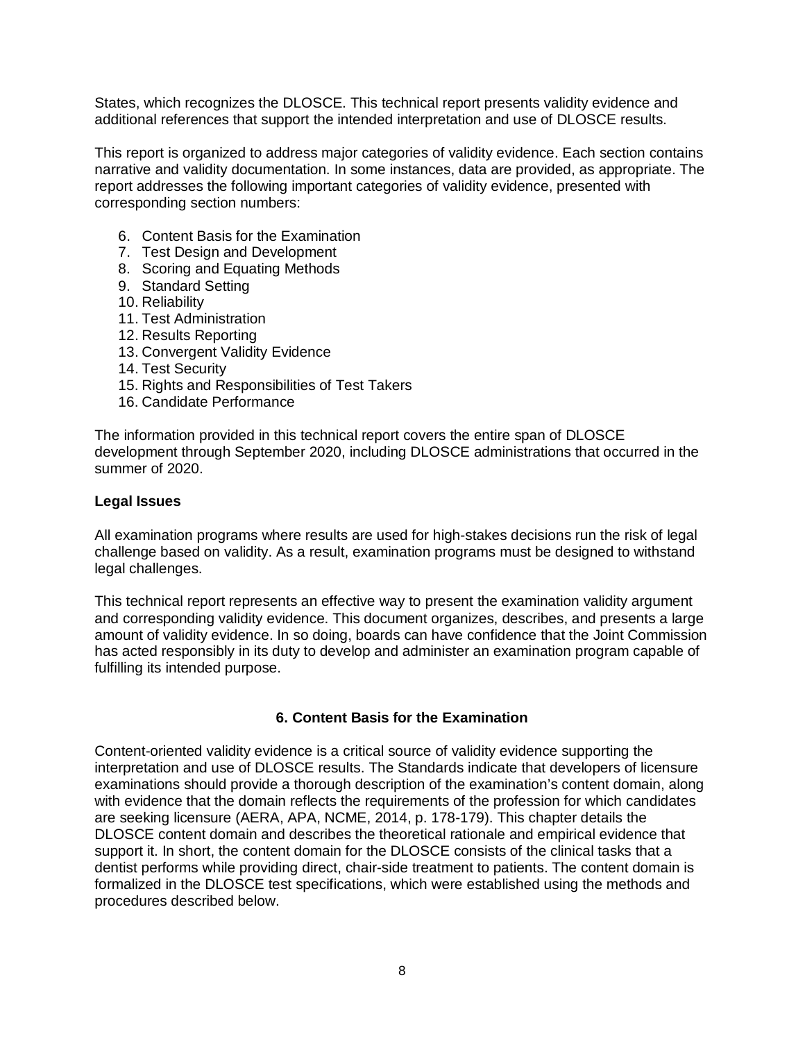States, which recognizes the DLOSCE. This technical report presents validity evidence and additional references that support the intended interpretation and use of DLOSCE results.

This report is organized to address major categories of validity evidence. Each section contains narrative and validity documentation. In some instances, data are provided, as appropriate. The report addresses the following important categories of validity evidence, presented with corresponding section numbers:

6. Content Basis for the Examination
7. Test Design and Development
8. Scoring and Equating Methods
9. Standard Setting
10. Reliability
11. Test Administration
12. Results Reporting
13. Convergent Validity Evidence
14. Test Security
15. Rights and Responsibilities of Test Takers
16. Candidate Performance

The information provided in this technical report covers the entire span of DLOSCE development through September 2020, including DLOSCE administrations that occurred in the summer of 2020.

**Legal Issues**

All examination programs where results are used for high-stakes decisions run the risk of legal challenge based on validity. As a result, examination programs must be designed to withstand legal challenges.

This technical report represents an effective way to present the examination validity argument and corresponding validity evidence. This document organizes, describes, and presents a large amount of validity evidence. In so doing, boards can have confidence that the Joint Commission has acted responsibly in its duty to develop and administer an examination program capable of fulfilling its intended purpose.

## 6. Content Basis for the Examination

Content-oriented validity evidence is a critical source of validity evidence supporting the interpretation and use of DLOSCE results. The Standards indicate that developers of licensure examinations should provide a thorough description of the examination's content domain, along with evidence that the domain reflects the requirements of the profession for which candidates are seeking licensure (AERA, APA, NCME, 2014, p. 178-179). This chapter details the DLOSCE content domain and describes the theoretical rationale and empirical evidence that support it. In short, the content domain for the DLOSCE consists of the clinical tasks that a dentist performs while providing direct, chair-side treatment to patients. The content domain is formalized in the DLOSCE test specifications, which were established using the methods and procedures described below.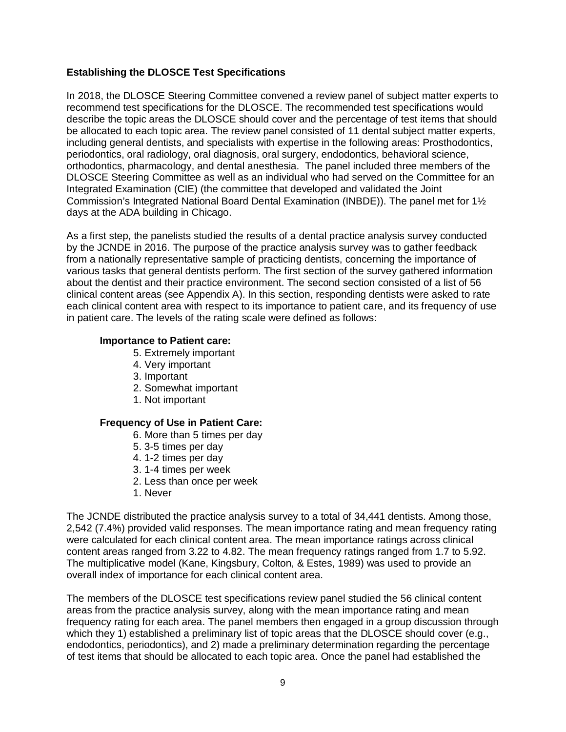### Establishing the DLOSCE Test Specifications

In 2018, the DLOSCE Steering Committee convened a review panel of subject matter experts to recommend test specifications for the DLOSCE. The recommended test specifications would describe the topic areas the DLOSCE should cover and the percentage of test items that should be allocated to each topic area. The review panel consisted of 11 dental subject matter experts, including general dentists, and specialists with expertise in the following areas: Prosthodontics, periodontics, oral radiology, oral diagnosis, oral surgery, endodontics, behavioral science, orthodontics, pharmacology, and dental anesthesia. The panel included three members of the DLOSCE Steering Committee as well as an individual who had served on the Committee for an Integrated Examination (CIE) (the committee that developed and validated the Joint Commission's Integrated National Board Dental Examination (INBDE)). The panel met for 1½ days at the ADA building in Chicago.

As a first step, the panelists studied the results of a dental practice analysis survey conducted by the JCNDE in 2016. The purpose of the practice analysis survey was to gather feedback from a nationally representative sample of practicing dentists, concerning the importance of various tasks that general dentists perform. The first section of the survey gathered information about the dentist and their practice environment. The second section consisted of a list of 56 clinical content areas (see Appendix A). In this section, responding dentists were asked to rate each clinical content area with respect to its importance to patient care, and its frequency of use in patient care. The levels of the rating scale were defined as follows:

**Importance to Patient care:**

5. Extremely important
4. Very important
3. Important
2. Somewhat important
1. Not important

**Frequency of Use in Patient Care:**

6. More than 5 times per day
5. 3-5 times per day
4. 1-2 times per day
3. 1-4 times per week
2. Less than once per week
1. Never

The JCNDE distributed the practice analysis survey to a total of 34,441 dentists. Among those, 2,542 (7.4%) provided valid responses. The mean importance rating and mean frequency rating were calculated for each clinical content area. The mean importance ratings across clinical content areas ranged from 3.22 to 4.82. The mean frequency ratings ranged from 1.7 to 5.92. The multiplicative model (Kane, Kingsbury, Colton, & Estes, 1989) was used to provide an overall index of importance for each clinical content area.

The members of the DLOSCE test specifications review panel studied the 56 clinical content areas from the practice analysis survey, along with the mean importance rating and mean frequency rating for each area. The panel members then engaged in a group discussion through which they 1) established a preliminary list of topic areas that the DLOSCE should cover (e.g., endodontics, periodontics), and 2) made a preliminary determination regarding the percentage of test items that should be allocated to each topic area. Once the panel had established the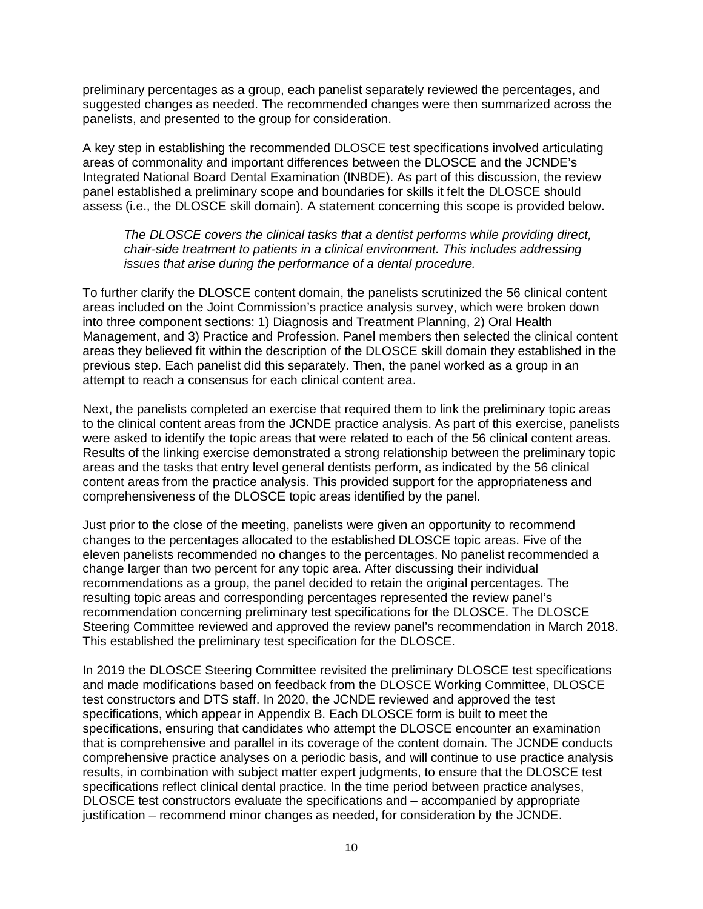preliminary percentages as a group, each panelist separately reviewed the percentages, and suggested changes as needed. The recommended changes were then summarized across the panelists, and presented to the group for consideration.

A key step in establishing the recommended DLOSCE test specifications involved articulating areas of commonality and important differences between the DLOSCE and the JCNDE's Integrated National Board Dental Examination (INBDE). As part of this discussion, the review panel established a preliminary scope and boundaries for skills it felt the DLOSCE should assess (i.e., the DLOSCE skill domain). A statement concerning this scope is provided below.

> *The DLOSCE covers the clinical tasks that a dentist performs while providing direct, chair-side treatment to patients in a clinical environment. This includes addressing issues that arise during the performance of a dental procedure.*

To further clarify the DLOSCE content domain, the panelists scrutinized the 56 clinical content areas included on the Joint Commission's practice analysis survey, which were broken down into three component sections: 1) Diagnosis and Treatment Planning, 2) Oral Health Management, and 3) Practice and Profession. Panel members then selected the clinical content areas they believed fit within the description of the DLOSCE skill domain they established in the previous step. Each panelist did this separately. Then, the panel worked as a group in an attempt to reach a consensus for each clinical content area.

Next, the panelists completed an exercise that required them to link the preliminary topic areas to the clinical content areas from the JCNDE practice analysis. As part of this exercise, panelists were asked to identify the topic areas that were related to each of the 56 clinical content areas. Results of the linking exercise demonstrated a strong relationship between the preliminary topic areas and the tasks that entry level general dentists perform, as indicated by the 56 clinical content areas from the practice analysis. This provided support for the appropriateness and comprehensiveness of the DLOSCE topic areas identified by the panel.

Just prior to the close of the meeting, panelists were given an opportunity to recommend changes to the percentages allocated to the established DLOSCE topic areas. Five of the eleven panelists recommended no changes to the percentages. No panelist recommended a change larger than two percent for any topic area. After discussing their individual recommendations as a group, the panel decided to retain the original percentages. The resulting topic areas and corresponding percentages represented the review panel's recommendation concerning preliminary test specifications for the DLOSCE. The DLOSCE Steering Committee reviewed and approved the review panel's recommendation in March 2018. This established the preliminary test specification for the DLOSCE.

In 2019 the DLOSCE Steering Committee revisited the preliminary DLOSCE test specifications and made modifications based on feedback from the DLOSCE Working Committee, DLOSCE test constructors and DTS staff. In 2020, the JCNDE reviewed and approved the test specifications, which appear in Appendix B. Each DLOSCE form is built to meet the specifications, ensuring that candidates who attempt the DLOSCE encounter an examination that is comprehensive and parallel in its coverage of the content domain. The JCNDE conducts comprehensive practice analyses on a periodic basis, and will continue to use practice analysis results, in combination with subject matter expert judgments, to ensure that the DLOSCE test specifications reflect clinical dental practice. In the time period between practice analyses, DLOSCE test constructors evaluate the specifications and – accompanied by appropriate justification – recommend minor changes as needed, for consideration by the JCNDE.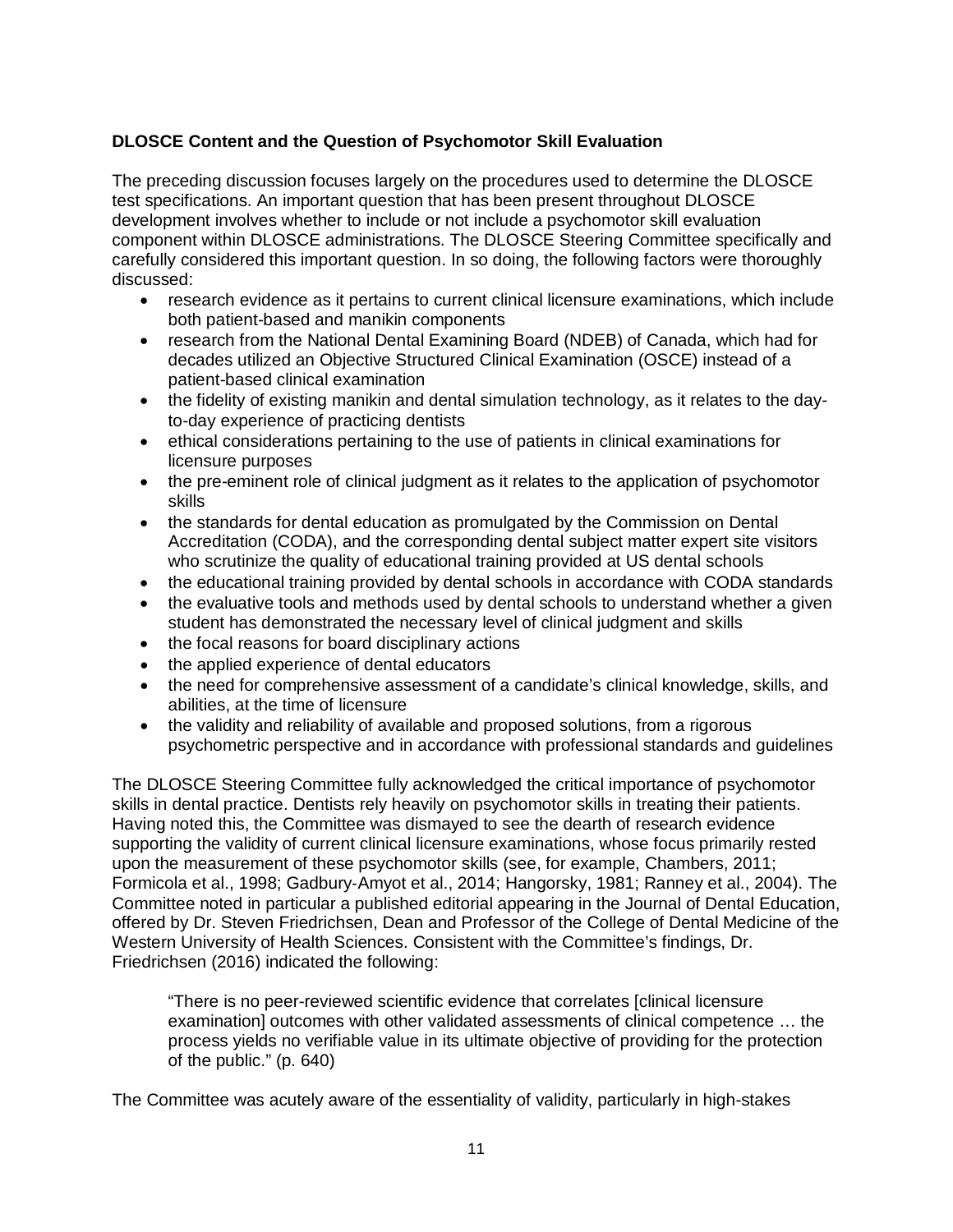**DLOSCE Content and the Question of Psychomotor Skill Evaluation**

The preceding discussion focuses largely on the procedures used to determine the DLOSCE test specifications. An important question that has been present throughout DLOSCE development involves whether to include or not include a psychomotor skill evaluation component within DLOSCE administrations. The DLOSCE Steering Committee specifically and carefully considered this important question. In so doing, the following factors were thoroughly discussed:

- research evidence as it pertains to current clinical licensure examinations, which include both patient-based and manikin components
- research from the National Dental Examining Board (NDEB) of Canada, which had for decades utilized an Objective Structured Clinical Examination (OSCE) instead of a patient-based clinical examination
- the fidelity of existing manikin and dental simulation technology, as it relates to the day-to-day experience of practicing dentists
- ethical considerations pertaining to the use of patients in clinical examinations for licensure purposes
- the pre-eminent role of clinical judgment as it relates to the application of psychomotor skills
- the standards for dental education as promulgated by the Commission on Dental Accreditation (CODA), and the corresponding dental subject matter expert site visitors who scrutinize the quality of educational training provided at US dental schools
- the educational training provided by dental schools in accordance with CODA standards
- the evaluative tools and methods used by dental schools to understand whether a given student has demonstrated the necessary level of clinical judgment and skills
- the focal reasons for board disciplinary actions
- the applied experience of dental educators
- the need for comprehensive assessment of a candidate's clinical knowledge, skills, and abilities, at the time of licensure
- the validity and reliability of available and proposed solutions, from a rigorous psychometric perspective and in accordance with professional standards and guidelines

The DLOSCE Steering Committee fully acknowledged the critical importance of psychomotor skills in dental practice. Dentists rely heavily on psychomotor skills in treating their patients. Having noted this, the Committee was dismayed to see the dearth of research evidence supporting the validity of current clinical licensure examinations, whose focus primarily rested upon the measurement of these psychomotor skills (see, for example, Chambers, 2011; Formicola et al., 1998; Gadbury-Amyot et al., 2014; Hangorsky, 1981; Ranney et al., 2004). The Committee noted in particular a published editorial appearing in the Journal of Dental Education, offered by Dr. Steven Friedrichsen, Dean and Professor of the College of Dental Medicine of the Western University of Health Sciences. Consistent with the Committee's findings, Dr. Friedrichsen (2016) indicated the following:

> "There is no peer-reviewed scientific evidence that correlates [clinical licensure examination] outcomes with other validated assessments of clinical competence … the process yields no verifiable value in its ultimate objective of providing for the protection of the public." (p. 640)

The Committee was acutely aware of the essentiality of validity, particularly in high-stakes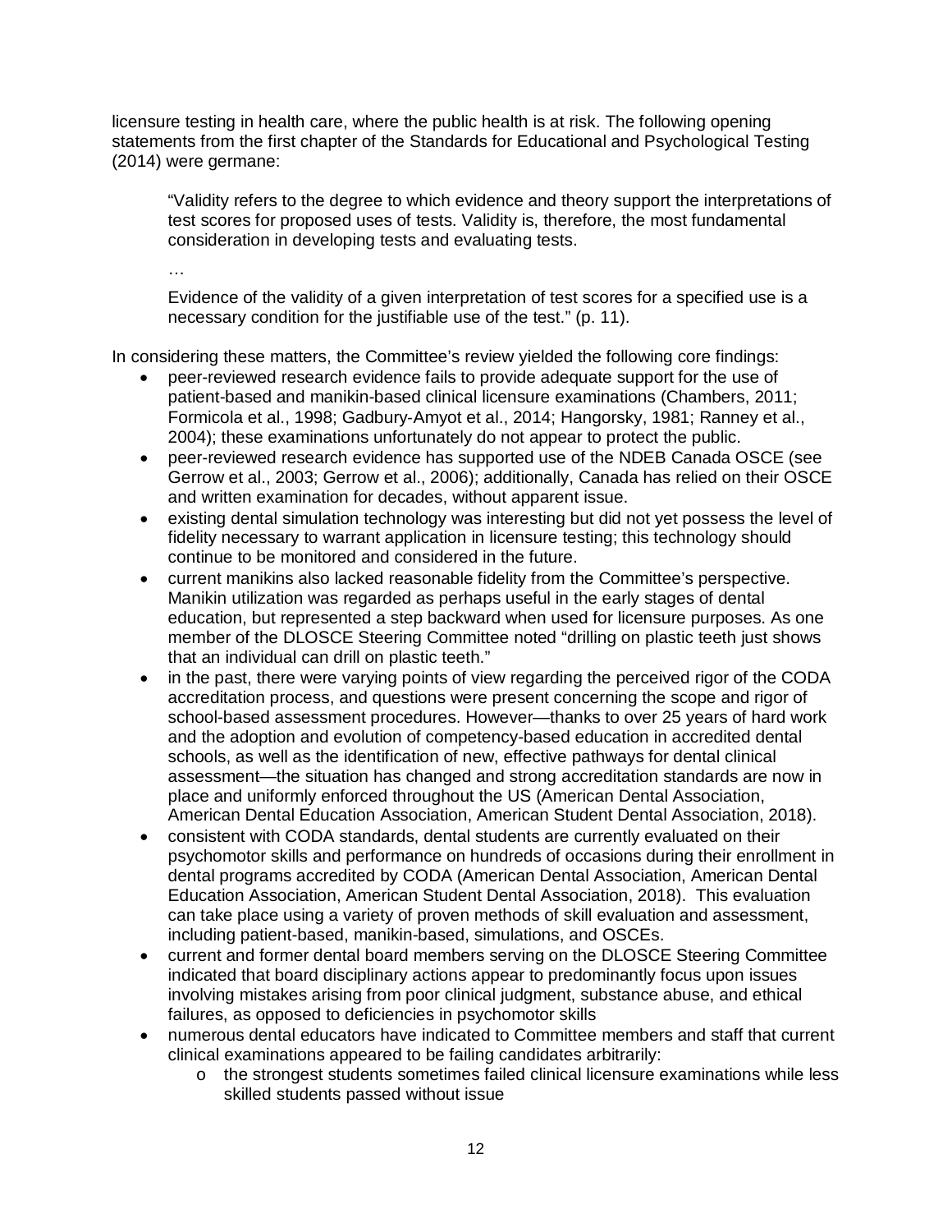licensure testing in health care, where the public health is at risk. The following opening statements from the first chapter of the Standards for Educational and Psychological Testing (2014) were germane:

> "Validity refers to the degree to which evidence and theory support the interpretations of test scores for proposed uses of tests. Validity is, therefore, the most fundamental consideration in developing tests and evaluating tests.
>
> …
>
> Evidence of the validity of a given interpretation of test scores for a specified use is a necessary condition for the justifiable use of the test." (p. 11).

In considering these matters, the Committee's review yielded the following core findings:

- peer-reviewed research evidence fails to provide adequate support for the use of patient-based and manikin-based clinical licensure examinations (Chambers, 2011; Formicola et al., 1998; Gadbury-Amyot et al., 2014; Hangorsky, 1981; Ranney et al., 2004); these examinations unfortunately do not appear to protect the public.
- peer-reviewed research evidence has supported use of the NDEB Canada OSCE (see Gerrow et al., 2003; Gerrow et al., 2006); additionally, Canada has relied on their OSCE and written examination for decades, without apparent issue.
- existing dental simulation technology was interesting but did not yet possess the level of fidelity necessary to warrant application in licensure testing; this technology should continue to be monitored and considered in the future.
- current manikins also lacked reasonable fidelity from the Committee's perspective. Manikin utilization was regarded as perhaps useful in the early stages of dental education, but represented a step backward when used for licensure purposes. As one member of the DLOSCE Steering Committee noted "drilling on plastic teeth just shows that an individual can drill on plastic teeth."
- in the past, there were varying points of view regarding the perceived rigor of the CODA accreditation process, and questions were present concerning the scope and rigor of school-based assessment procedures. However—thanks to over 25 years of hard work and the adoption and evolution of competency-based education in accredited dental schools, as well as the identification of new, effective pathways for dental clinical assessment—the situation has changed and strong accreditation standards are now in place and uniformly enforced throughout the US (American Dental Association, American Dental Education Association, American Student Dental Association, 2018).
- consistent with CODA standards, dental students are currently evaluated on their psychomotor skills and performance on hundreds of occasions during their enrollment in dental programs accredited by CODA (American Dental Association, American Dental Education Association, American Student Dental Association, 2018). This evaluation can take place using a variety of proven methods of skill evaluation and assessment, including patient-based, manikin-based, simulations, and OSCEs.
- current and former dental board members serving on the DLOSCE Steering Committee indicated that board disciplinary actions appear to predominantly focus upon issues involving mistakes arising from poor clinical judgment, substance abuse, and ethical failures, as opposed to deficiencies in psychomotor skills
- numerous dental educators have indicated to Committee members and staff that current clinical examinations appeared to be failing candidates arbitrarily:
  - the strongest students sometimes failed clinical licensure examinations while less skilled students passed without issue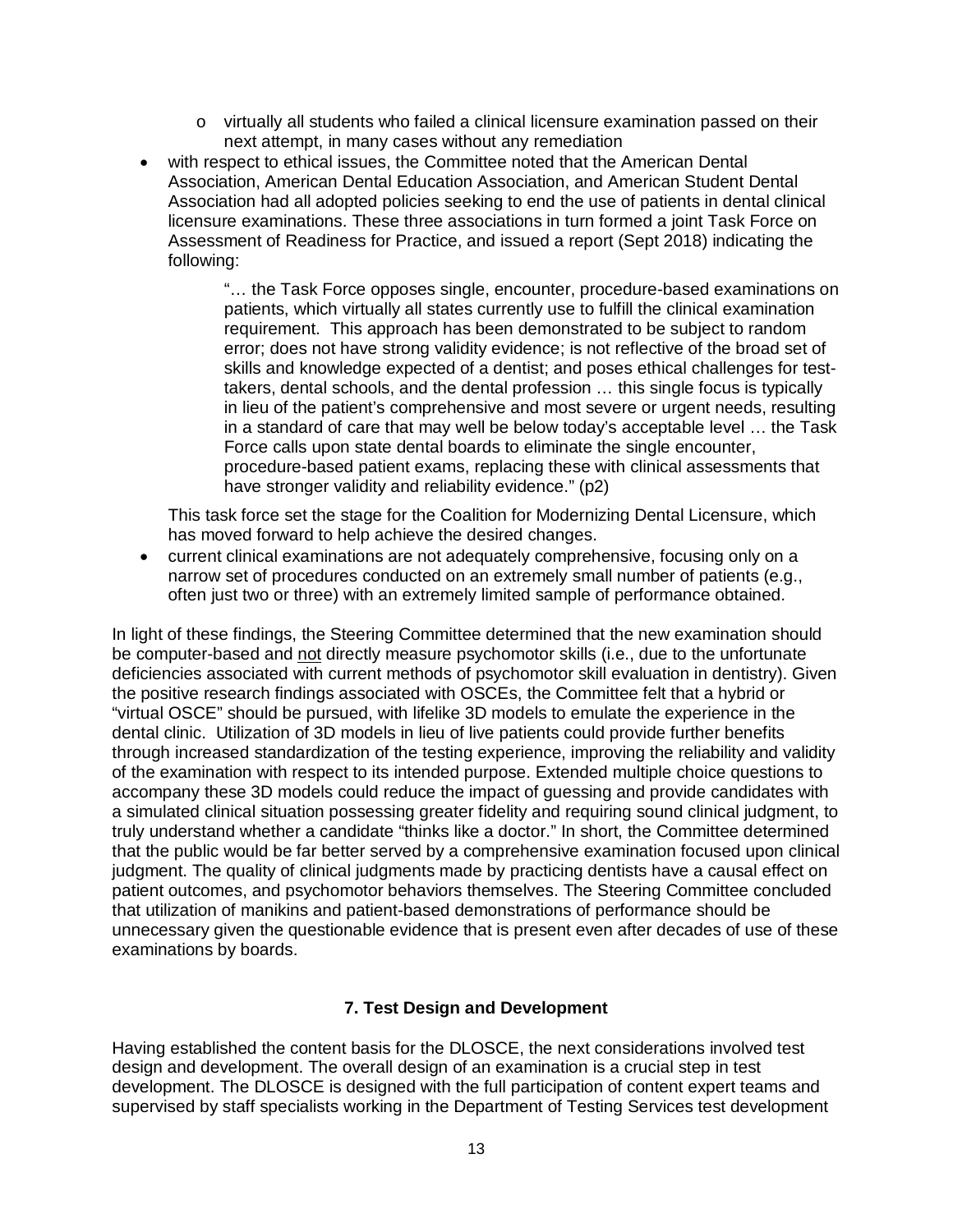- virtually all students who failed a clinical licensure examination passed on their next attempt, in many cases without any remediation
- with respect to ethical issues, the Committee noted that the American Dental Association, American Dental Education Association, and American Student Dental Association had all adopted policies seeking to end the use of patients in dental clinical licensure examinations. These three associations in turn formed a joint Task Force on Assessment of Readiness for Practice, and issued a report (Sept 2018) indicating the following:

  > "… the Task Force opposes single, encounter, procedure-based examinations on patients, which virtually all states currently use to fulfill the clinical examination requirement. This approach has been demonstrated to be subject to random error; does not have strong validity evidence; is not reflective of the broad set of skills and knowledge expected of a dentist; and poses ethical challenges for test-takers, dental schools, and the dental profession … this single focus is typically in lieu of the patient's comprehensive and most severe or urgent needs, resulting in a standard of care that may well be below today's acceptable level … the Task Force calls upon state dental boards to eliminate the single encounter, procedure-based patient exams, replacing these with clinical assessments that have stronger validity and reliability evidence." (p2)

  This task force set the stage for the Coalition for Modernizing Dental Licensure, which has moved forward to help achieve the desired changes.
- current clinical examinations are not adequately comprehensive, focusing only on a narrow set of procedures conducted on an extremely small number of patients (e.g., often just two or three) with an extremely limited sample of performance obtained.

In light of these findings, the Steering Committee determined that the new examination should be computer-based and not directly measure psychomotor skills (i.e., due to the unfortunate deficiencies associated with current methods of psychomotor skill evaluation in dentistry). Given the positive research findings associated with OSCEs, the Committee felt that a hybrid or "virtual OSCE" should be pursued, with lifelike 3D models to emulate the experience in the dental clinic. Utilization of 3D models in lieu of live patients could provide further benefits through increased standardization of the testing experience, improving the reliability and validity of the examination with respect to its intended purpose. Extended multiple choice questions to accompany these 3D models could reduce the impact of guessing and provide candidates with a simulated clinical situation possessing greater fidelity and requiring sound clinical judgment, to truly understand whether a candidate "thinks like a doctor." In short, the Committee determined that the public would be far better served by a comprehensive examination focused upon clinical judgment. The quality of clinical judgments made by practicing dentists have a causal effect on patient outcomes, and psychomotor behaviors themselves. The Steering Committee concluded that utilization of manikins and patient-based demonstrations of performance should be unnecessary given the questionable evidence that is present even after decades of use of these examinations by boards.

## 7. Test Design and Development

Having established the content basis for the DLOSCE, the next considerations involved test design and development. The overall design of an examination is a crucial step in test development. The DLOSCE is designed with the full participation of content expert teams and supervised by staff specialists working in the Department of Testing Services test development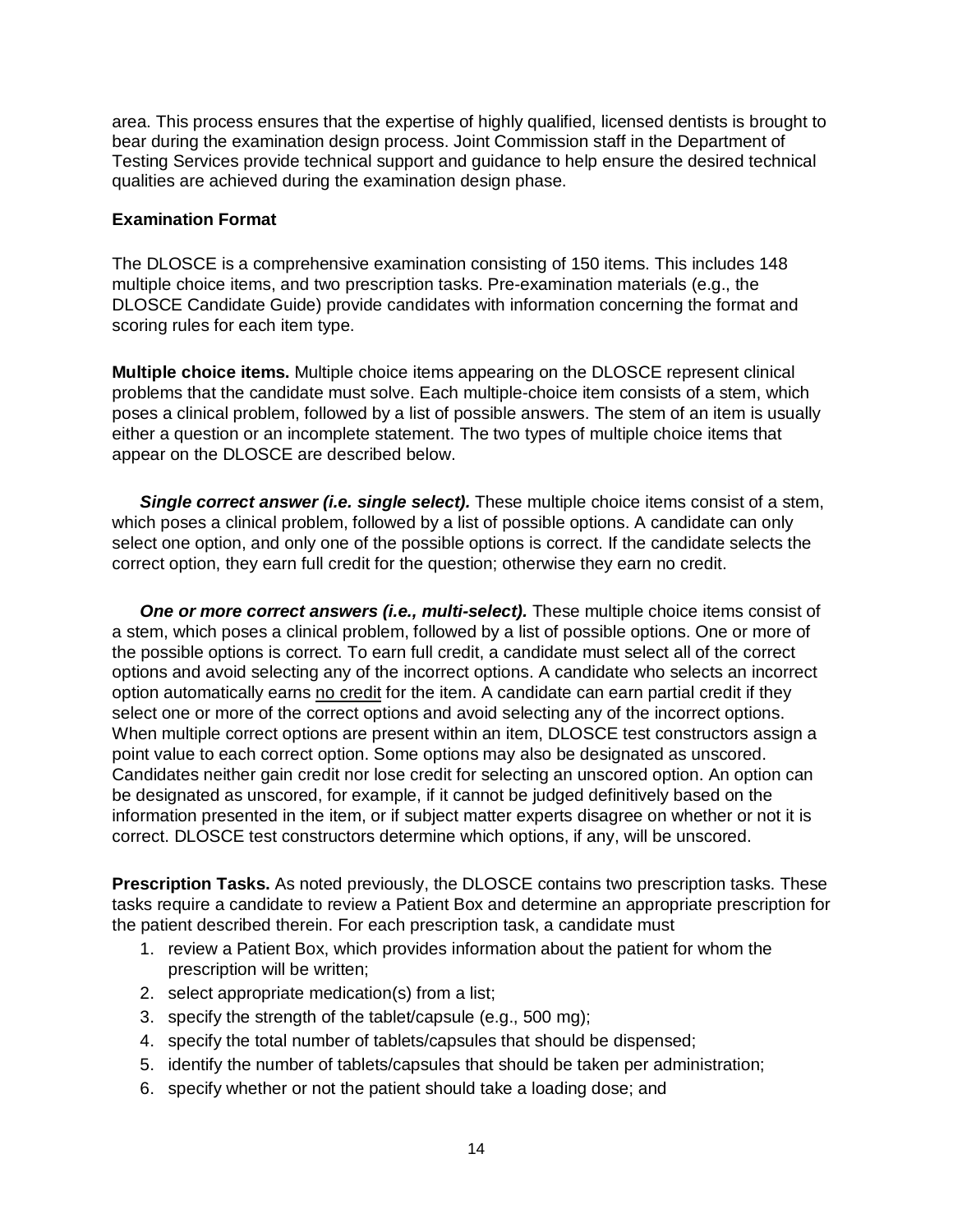area. This process ensures that the expertise of highly qualified, licensed dentists is brought to bear during the examination design process. Joint Commission staff in the Department of Testing Services provide technical support and guidance to help ensure the desired technical qualities are achieved during the examination design phase.

**Examination Format**

The DLOSCE is a comprehensive examination consisting of 150 items. This includes 148 multiple choice items, and two prescription tasks. Pre-examination materials (e.g., the DLOSCE Candidate Guide) provide candidates with information concerning the format and scoring rules for each item type.

**Multiple choice items.** Multiple choice items appearing on the DLOSCE represent clinical problems that the candidate must solve. Each multiple-choice item consists of a stem, which poses a clinical problem, followed by a list of possible answers. The stem of an item is usually either a question or an incomplete statement. The two types of multiple choice items that appear on the DLOSCE are described below.

***Single correct answer (i.e. single select).*** These multiple choice items consist of a stem, which poses a clinical problem, followed by a list of possible options. A candidate can only select one option, and only one of the possible options is correct. If the candidate selects the correct option, they earn full credit for the question; otherwise they earn no credit.

***One or more correct answers (i.e., multi-select).*** These multiple choice items consist of a stem, which poses a clinical problem, followed by a list of possible options. One or more of the possible options is correct. To earn full credit, a candidate must select all of the correct options and avoid selecting any of the incorrect options. A candidate who selects an incorrect option automatically earns <u>no credit</u> for the item. A candidate can earn partial credit if they select one or more of the correct options and avoid selecting any of the incorrect options. When multiple correct options are present within an item, DLOSCE test constructors assign a point value to each correct option. Some options may also be designated as unscored. Candidates neither gain credit nor lose credit for selecting an unscored option. An option can be designated as unscored, for example, if it cannot be judged definitively based on the information presented in the item, or if subject matter experts disagree on whether or not it is correct. DLOSCE test constructors determine which options, if any, will be unscored.

**Prescription Tasks.** As noted previously, the DLOSCE contains two prescription tasks. These tasks require a candidate to review a Patient Box and determine an appropriate prescription for the patient described therein. For each prescription task, a candidate must

1. review a Patient Box, which provides information about the patient for whom the prescription will be written;
2. select appropriate medication(s) from a list;
3. specify the strength of the tablet/capsule (e.g., 500 mg);
4. specify the total number of tablets/capsules that should be dispensed;
5. identify the number of tablets/capsules that should be taken per administration;
6. specify whether or not the patient should take a loading dose; and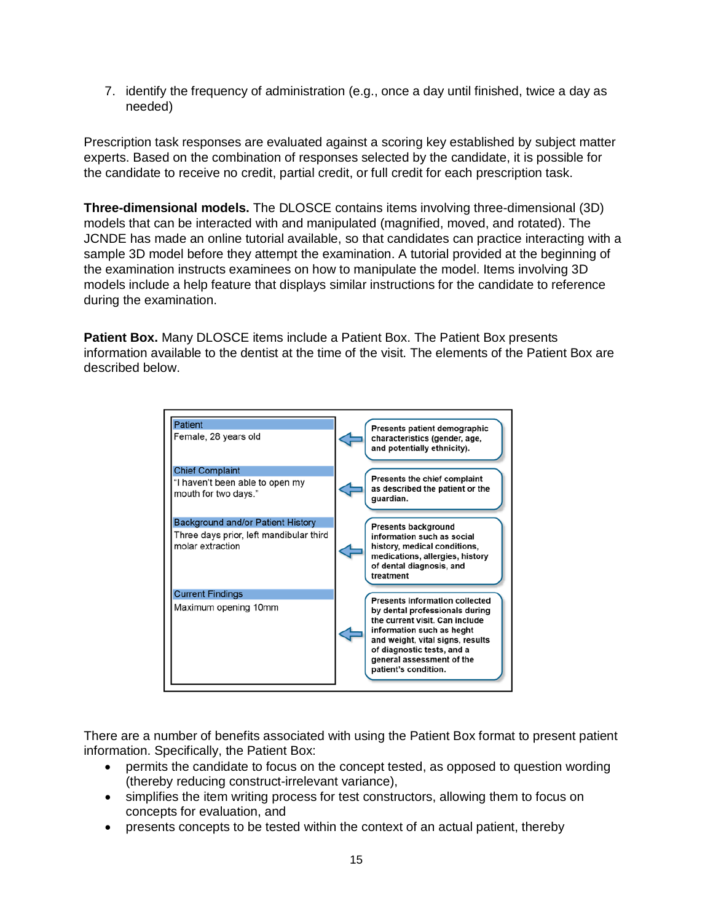7. identify the frequency of administration (e.g., once a day until finished, twice a day as needed)

Prescription task responses are evaluated against a scoring key established by subject matter experts. Based on the combination of responses selected by the candidate, it is possible for the candidate to receive no credit, partial credit, or full credit for each prescription task.

**Three-dimensional models.** The DLOSCE contains items involving three-dimensional (3D) models that can be interacted with and manipulated (magnified, moved, and rotated). The JCNDE has made an online tutorial available, so that candidates can practice interacting with a sample 3D model before they attempt the examination. A tutorial provided at the beginning of the examination instructs examinees on how to manipulate the model. Items involving 3D models include a help feature that displays similar instructions for the candidate to reference during the examination.

**Patient Box.** Many DLOSCE items include a Patient Box. The Patient Box presents information available to the dentist at the time of the visit. The elements of the Patient Box are described below.

| Patient Box | Description |
|---|---|
| **Patient**<br>Female, 28 years old | Presents patient demographic characteristics (gender, age, and potentially ethnicity). |
| **Chief Complaint**<br>"I haven't been able to open my mouth for two days." | Presents the chief complaint as described the patient or the guardian. |
| **Background and/or Patient History**<br>Three days prior, left mandibular third molar extraction | Presents background information such as social history, medical conditions, medications, allergies, history of dental diagnosis, and treatment |
| **Current Findings**<br>Maximum opening 10mm | Presents information collected by dental professionals during the current visit. Can include information such as heght and weight, vital signs, results of diagnostic tests, and a general assessment of the patient's condition. |

There are a number of benefits associated with using the Patient Box format to present patient information. Specifically, the Patient Box:

- permits the candidate to focus on the concept tested, as opposed to question wording (thereby reducing construct-irrelevant variance),
- simplifies the item writing process for test constructors, allowing them to focus on concepts for evaluation, and
- presents concepts to be tested within the context of an actual patient, thereby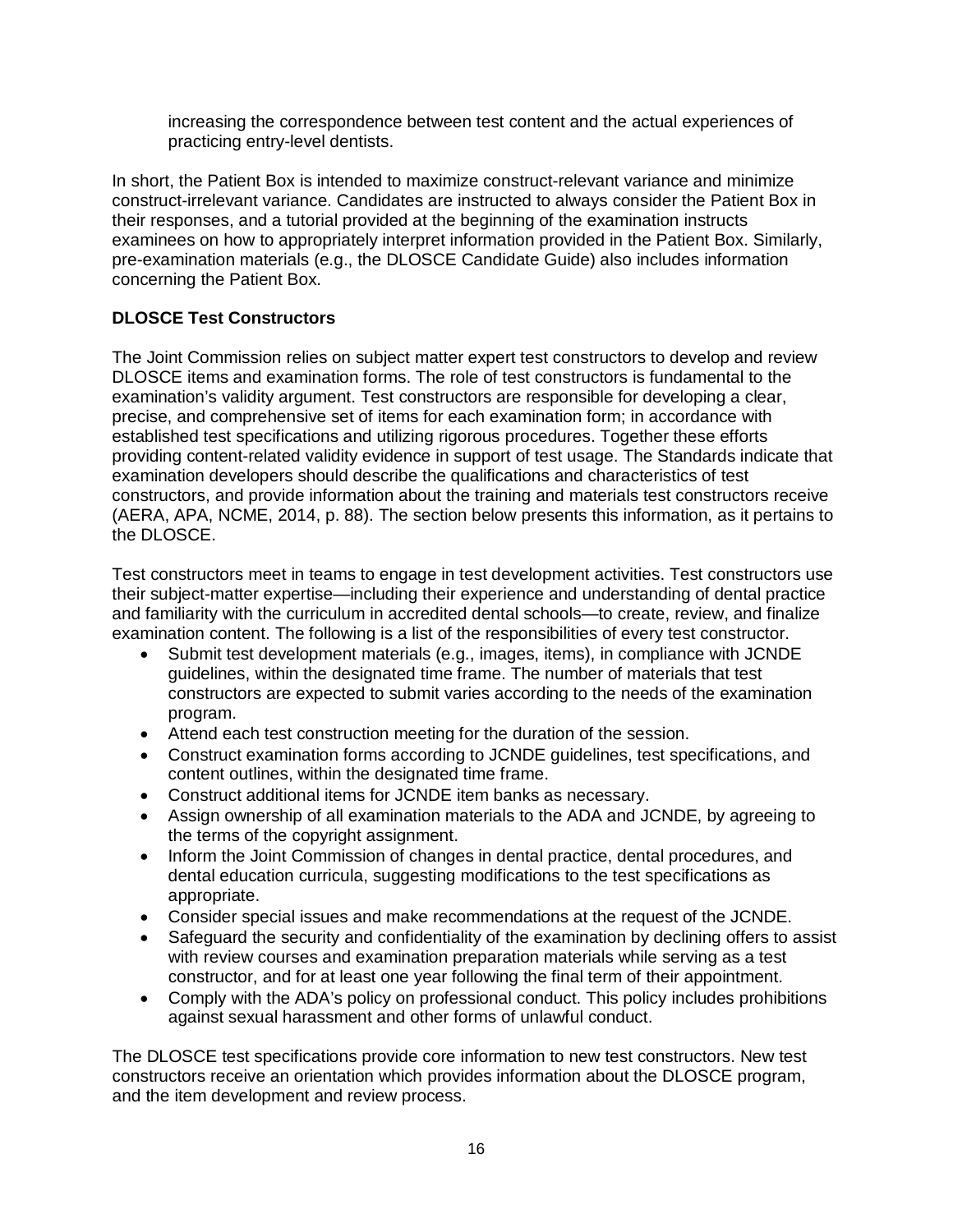increasing the correspondence between test content and the actual experiences of practicing entry-level dentists.

In short, the Patient Box is intended to maximize construct-relevant variance and minimize construct-irrelevant variance. Candidates are instructed to always consider the Patient Box in their responses, and a tutorial provided at the beginning of the examination instructs examinees on how to appropriately interpret information provided in the Patient Box. Similarly, pre-examination materials (e.g., the DLOSCE Candidate Guide) also includes information concerning the Patient Box.

**DLOSCE Test Constructors**

The Joint Commission relies on subject matter expert test constructors to develop and review DLOSCE items and examination forms. The role of test constructors is fundamental to the examination's validity argument. Test constructors are responsible for developing a clear, precise, and comprehensive set of items for each examination form; in accordance with established test specifications and utilizing rigorous procedures. Together these efforts providing content-related validity evidence in support of test usage. The Standards indicate that examination developers should describe the qualifications and characteristics of test constructors, and provide information about the training and materials test constructors receive (AERA, APA, NCME, 2014, p. 88). The section below presents this information, as it pertains to the DLOSCE.

Test constructors meet in teams to engage in test development activities. Test constructors use their subject-matter expertise—including their experience and understanding of dental practice and familiarity with the curriculum in accredited dental schools—to create, review, and finalize examination content. The following is a list of the responsibilities of every test constructor.

- Submit test development materials (e.g., images, items), in compliance with JCNDE guidelines, within the designated time frame. The number of materials that test constructors are expected to submit varies according to the needs of the examination program.
- Attend each test construction meeting for the duration of the session.
- Construct examination forms according to JCNDE guidelines, test specifications, and content outlines, within the designated time frame.
- Construct additional items for JCNDE item banks as necessary.
- Assign ownership of all examination materials to the ADA and JCNDE, by agreeing to the terms of the copyright assignment.
- Inform the Joint Commission of changes in dental practice, dental procedures, and dental education curricula, suggesting modifications to the test specifications as appropriate.
- Consider special issues and make recommendations at the request of the JCNDE.
- Safeguard the security and confidentiality of the examination by declining offers to assist with review courses and examination preparation materials while serving as a test constructor, and for at least one year following the final term of their appointment.
- Comply with the ADA's policy on professional conduct. This policy includes prohibitions against sexual harassment and other forms of unlawful conduct.

The DLOSCE test specifications provide core information to new test constructors. New test constructors receive an orientation which provides information about the DLOSCE program, and the item development and review process.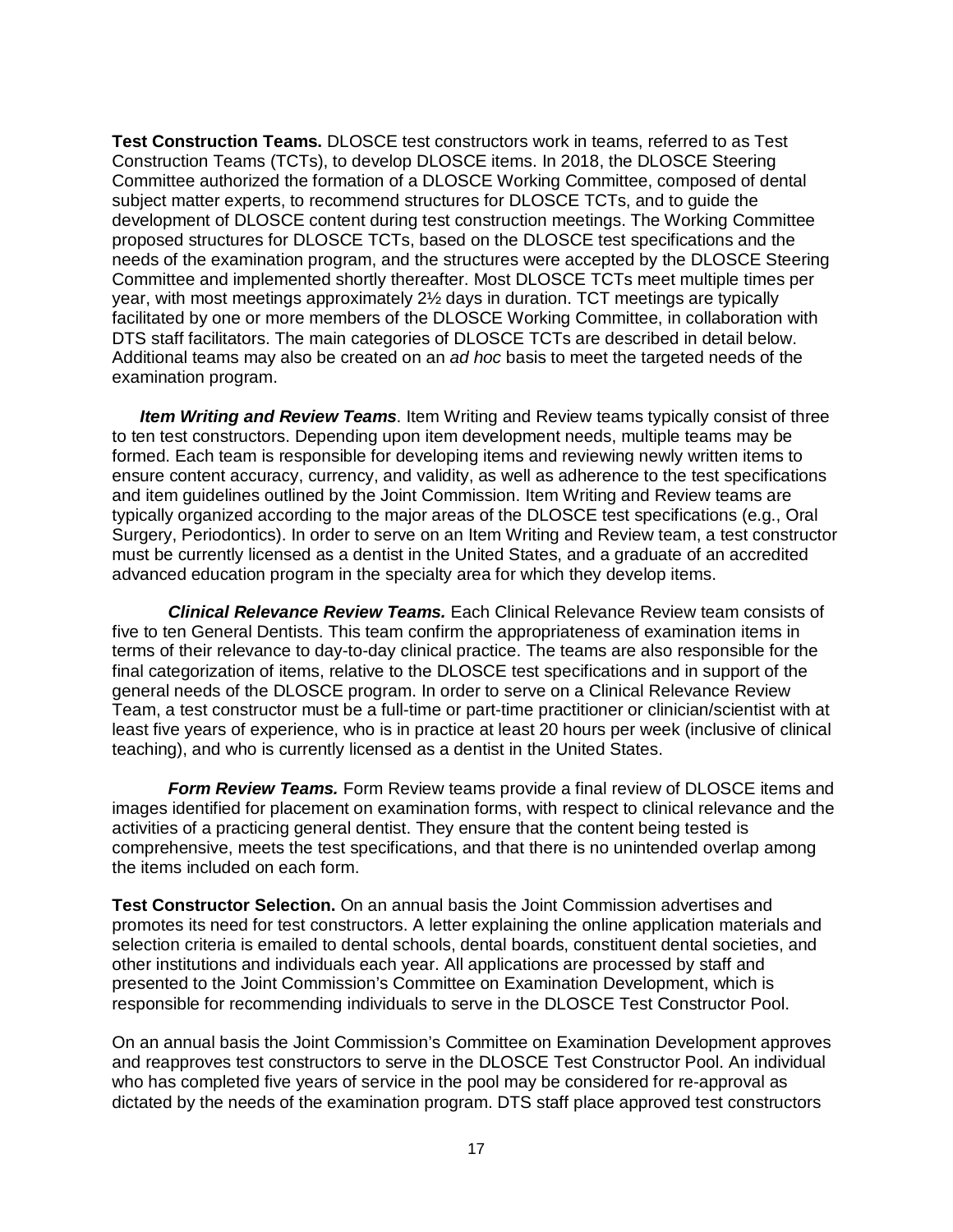**Test Construction Teams.** DLOSCE test constructors work in teams, referred to as Test Construction Teams (TCTs), to develop DLOSCE items. In 2018, the DLOSCE Steering Committee authorized the formation of a DLOSCE Working Committee, composed of dental subject matter experts, to recommend structures for DLOSCE TCTs, and to guide the development of DLOSCE content during test construction meetings. The Working Committee proposed structures for DLOSCE TCTs, based on the DLOSCE test specifications and the needs of the examination program, and the structures were accepted by the DLOSCE Steering Committee and implemented shortly thereafter. Most DLOSCE TCTs meet multiple times per year, with most meetings approximately 2½ days in duration. TCT meetings are typically facilitated by one or more members of the DLOSCE Working Committee, in collaboration with DTS staff facilitators. The main categories of DLOSCE TCTs are described in detail below. Additional teams may also be created on an *ad hoc* basis to meet the targeted needs of the examination program.

***Item Writing and Review Teams***. Item Writing and Review teams typically consist of three to ten test constructors. Depending upon item development needs, multiple teams may be formed. Each team is responsible for developing items and reviewing newly written items to ensure content accuracy, currency, and validity, as well as adherence to the test specifications and item guidelines outlined by the Joint Commission. Item Writing and Review teams are typically organized according to the major areas of the DLOSCE test specifications (e.g., Oral Surgery, Periodontics). In order to serve on an Item Writing and Review team, a test constructor must be currently licensed as a dentist in the United States, and a graduate of an accredited advanced education program in the specialty area for which they develop items.

***Clinical Relevance Review Teams.*** Each Clinical Relevance Review team consists of five to ten General Dentists. This team confirm the appropriateness of examination items in terms of their relevance to day-to-day clinical practice. The teams are also responsible for the final categorization of items, relative to the DLOSCE test specifications and in support of the general needs of the DLOSCE program. In order to serve on a Clinical Relevance Review Team, a test constructor must be a full-time or part-time practitioner or clinician/scientist with at least five years of experience, who is in practice at least 20 hours per week (inclusive of clinical teaching), and who is currently licensed as a dentist in the United States.

***Form Review Teams.*** Form Review teams provide a final review of DLOSCE items and images identified for placement on examination forms, with respect to clinical relevance and the activities of a practicing general dentist. They ensure that the content being tested is comprehensive, meets the test specifications, and that there is no unintended overlap among the items included on each form.

**Test Constructor Selection.** On an annual basis the Joint Commission advertises and promotes its need for test constructors. A letter explaining the online application materials and selection criteria is emailed to dental schools, dental boards, constituent dental societies, and other institutions and individuals each year. All applications are processed by staff and presented to the Joint Commission's Committee on Examination Development, which is responsible for recommending individuals to serve in the DLOSCE Test Constructor Pool.

On an annual basis the Joint Commission's Committee on Examination Development approves and reapproves test constructors to serve in the DLOSCE Test Constructor Pool. An individual who has completed five years of service in the pool may be considered for re-approval as dictated by the needs of the examination program. DTS staff place approved test constructors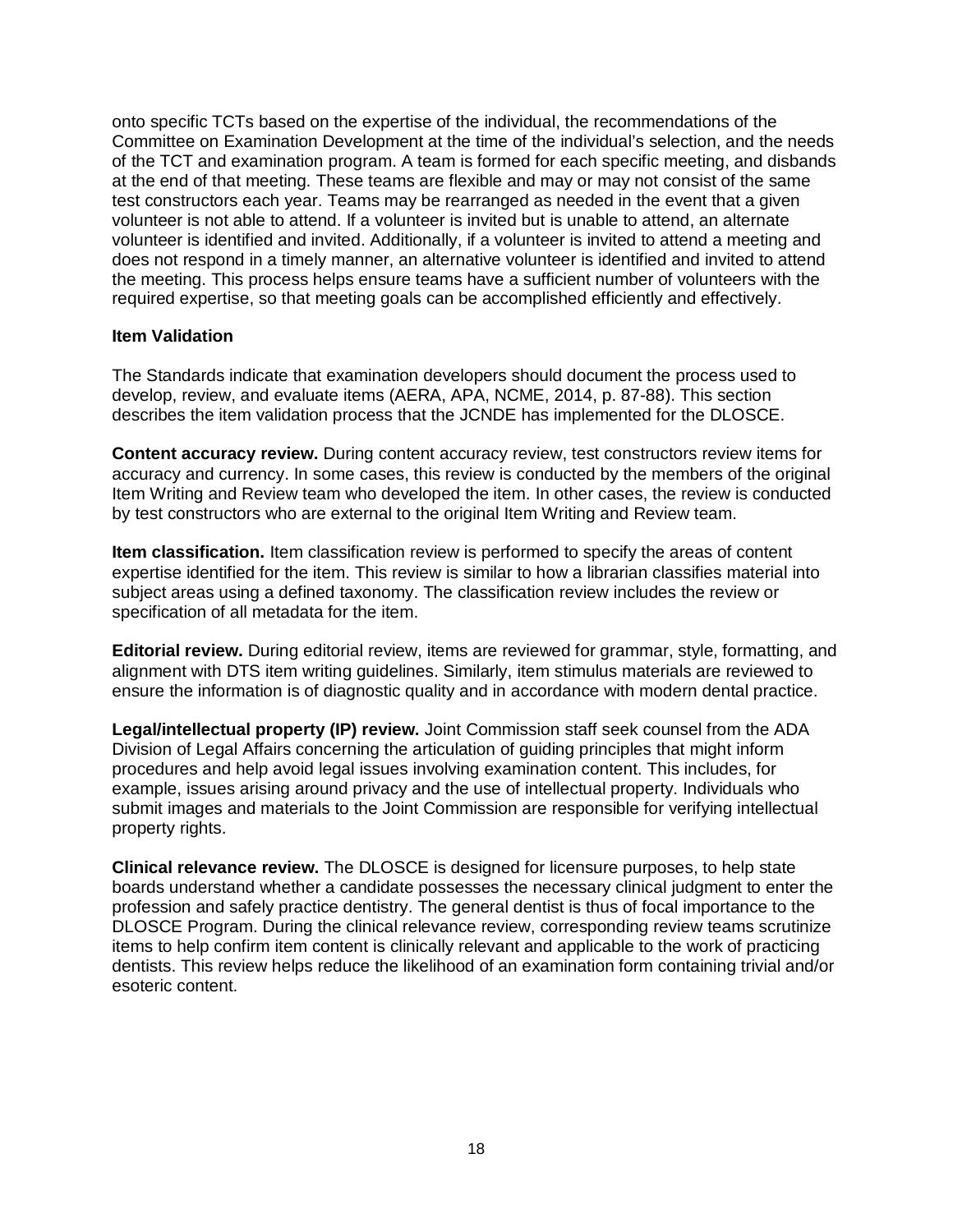onto specific TCTs based on the expertise of the individual, the recommendations of the Committee on Examination Development at the time of the individual's selection, and the needs of the TCT and examination program. A team is formed for each specific meeting, and disbands at the end of that meeting. These teams are flexible and may or may not consist of the same test constructors each year. Teams may be rearranged as needed in the event that a given volunteer is not able to attend. If a volunteer is invited but is unable to attend, an alternate volunteer is identified and invited. Additionally, if a volunteer is invited to attend a meeting and does not respond in a timely manner, an alternative volunteer is identified and invited to attend the meeting. This process helps ensure teams have a sufficient number of volunteers with the required expertise, so that meeting goals can be accomplished efficiently and effectively.

### Item Validation

The Standards indicate that examination developers should document the process used to develop, review, and evaluate items (AERA, APA, NCME, 2014, p. 87-88). This section describes the item validation process that the JCNDE has implemented for the DLOSCE.

**Content accuracy review.** During content accuracy review, test constructors review items for accuracy and currency. In some cases, this review is conducted by the members of the original Item Writing and Review team who developed the item. In other cases, the review is conducted by test constructors who are external to the original Item Writing and Review team.

**Item classification.** Item classification review is performed to specify the areas of content expertise identified for the item. This review is similar to how a librarian classifies material into subject areas using a defined taxonomy. The classification review includes the review or specification of all metadata for the item.

**Editorial review.** During editorial review, items are reviewed for grammar, style, formatting, and alignment with DTS item writing guidelines. Similarly, item stimulus materials are reviewed to ensure the information is of diagnostic quality and in accordance with modern dental practice.

**Legal/intellectual property (IP) review.** Joint Commission staff seek counsel from the ADA Division of Legal Affairs concerning the articulation of guiding principles that might inform procedures and help avoid legal issues involving examination content. This includes, for example, issues arising around privacy and the use of intellectual property. Individuals who submit images and materials to the Joint Commission are responsible for verifying intellectual property rights.

**Clinical relevance review.** The DLOSCE is designed for licensure purposes, to help state boards understand whether a candidate possesses the necessary clinical judgment to enter the profession and safely practice dentistry. The general dentist is thus of focal importance to the DLOSCE Program. During the clinical relevance review, corresponding review teams scrutinize items to help confirm item content is clinically relevant and applicable to the work of practicing dentists. This review helps reduce the likelihood of an examination form containing trivial and/or esoteric content.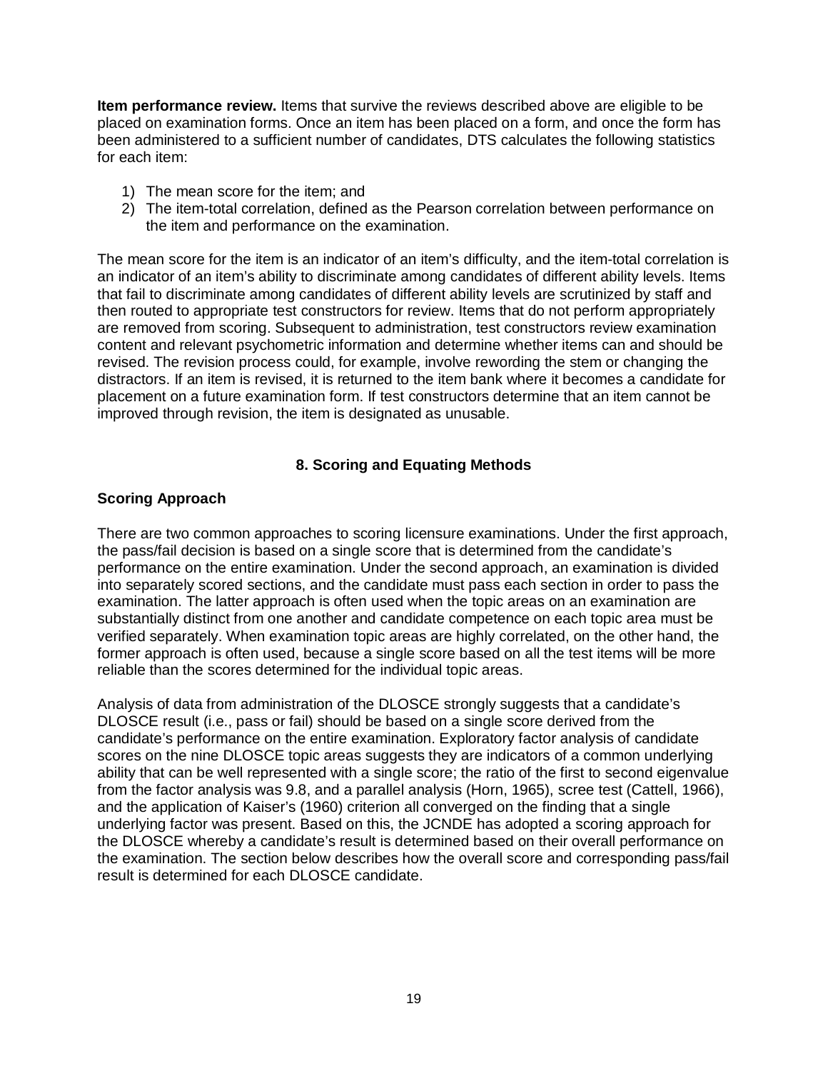**Item performance review.** Items that survive the reviews described above are eligible to be placed on examination forms. Once an item has been placed on a form, and once the form has been administered to a sufficient number of candidates, DTS calculates the following statistics for each item:

1) The mean score for the item; and
2) The item-total correlation, defined as the Pearson correlation between performance on the item and performance on the examination.

The mean score for the item is an indicator of an item's difficulty, and the item-total correlation is an indicator of an item's ability to discriminate among candidates of different ability levels. Items that fail to discriminate among candidates of different ability levels are scrutinized by staff and then routed to appropriate test constructors for review. Items that do not perform appropriately are removed from scoring. Subsequent to administration, test constructors review examination content and relevant psychometric information and determine whether items can and should be revised. The revision process could, for example, involve rewording the stem or changing the distractors. If an item is revised, it is returned to the item bank where it becomes a candidate for placement on a future examination form. If test constructors determine that an item cannot be improved through revision, the item is designated as unusable.

## 8. Scoring and Equating Methods

### Scoring Approach

There are two common approaches to scoring licensure examinations. Under the first approach, the pass/fail decision is based on a single score that is determined from the candidate's performance on the entire examination. Under the second approach, an examination is divided into separately scored sections, and the candidate must pass each section in order to pass the examination. The latter approach is often used when the topic areas on an examination are substantially distinct from one another and candidate competence on each topic area must be verified separately. When examination topic areas are highly correlated, on the other hand, the former approach is often used, because a single score based on all the test items will be more reliable than the scores determined for the individual topic areas.

Analysis of data from administration of the DLOSCE strongly suggests that a candidate's DLOSCE result (i.e., pass or fail) should be based on a single score derived from the candidate's performance on the entire examination. Exploratory factor analysis of candidate scores on the nine DLOSCE topic areas suggests they are indicators of a common underlying ability that can be well represented with a single score; the ratio of the first to second eigenvalue from the factor analysis was 9.8, and a parallel analysis (Horn, 1965), scree test (Cattell, 1966), and the application of Kaiser's (1960) criterion all converged on the finding that a single underlying factor was present. Based on this, the JCNDE has adopted a scoring approach for the DLOSCE whereby a candidate's result is determined based on their overall performance on the examination. The section below describes how the overall score and corresponding pass/fail result is determined for each DLOSCE candidate.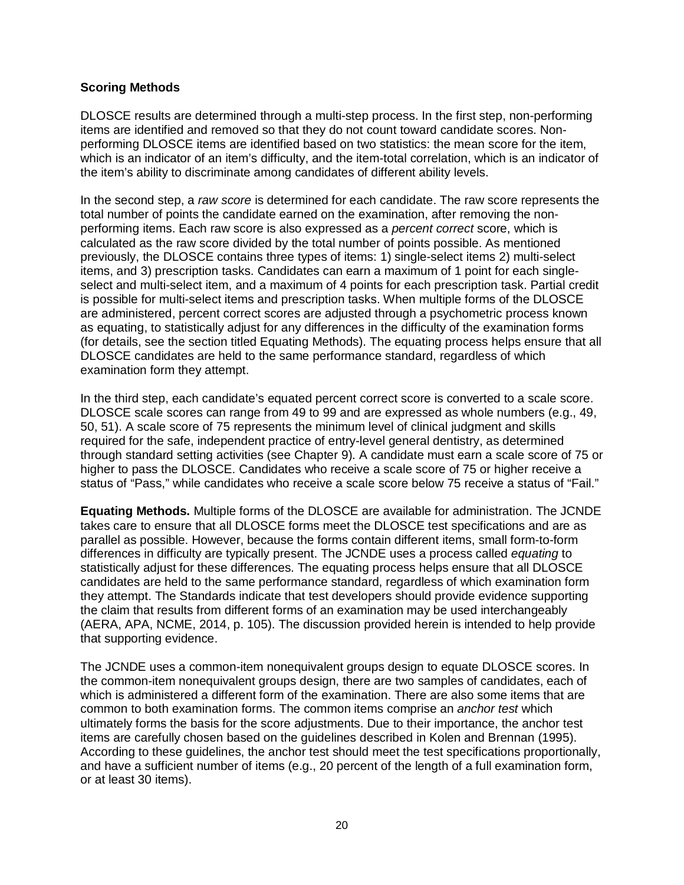### Scoring Methods

DLOSCE results are determined through a multi-step process. In the first step, non-performing items are identified and removed so that they do not count toward candidate scores. Non-performing DLOSCE items are identified based on two statistics: the mean score for the item, which is an indicator of an item's difficulty, and the item-total correlation, which is an indicator of the item's ability to discriminate among candidates of different ability levels.

In the second step, a *raw score* is determined for each candidate. The raw score represents the total number of points the candidate earned on the examination, after removing the non-performing items. Each raw score is also expressed as a *percent correct* score, which is calculated as the raw score divided by the total number of points possible. As mentioned previously, the DLOSCE contains three types of items: 1) single-select items 2) multi-select items, and 3) prescription tasks. Candidates can earn a maximum of 1 point for each single-select and multi-select item, and a maximum of 4 points for each prescription task. Partial credit is possible for multi-select items and prescription tasks. When multiple forms of the DLOSCE are administered, percent correct scores are adjusted through a psychometric process known as equating, to statistically adjust for any differences in the difficulty of the examination forms (for details, see the section titled Equating Methods). The equating process helps ensure that all DLOSCE candidates are held to the same performance standard, regardless of which examination form they attempt.

In the third step, each candidate's equated percent correct score is converted to a scale score. DLOSCE scale scores can range from 49 to 99 and are expressed as whole numbers (e.g., 49, 50, 51). A scale score of 75 represents the minimum level of clinical judgment and skills required for the safe, independent practice of entry-level general dentistry, as determined through standard setting activities (see Chapter 9). A candidate must earn a scale score of 75 or higher to pass the DLOSCE. Candidates who receive a scale score of 75 or higher receive a status of "Pass," while candidates who receive a scale score below 75 receive a status of "Fail."

**Equating Methods.** Multiple forms of the DLOSCE are available for administration. The JCNDE takes care to ensure that all DLOSCE forms meet the DLOSCE test specifications and are as parallel as possible. However, because the forms contain different items, small form-to-form differences in difficulty are typically present. The JCNDE uses a process called *equating* to statistically adjust for these differences. The equating process helps ensure that all DLOSCE candidates are held to the same performance standard, regardless of which examination form they attempt. The Standards indicate that test developers should provide evidence supporting the claim that results from different forms of an examination may be used interchangeably (AERA, APA, NCME, 2014, p. 105). The discussion provided herein is intended to help provide that supporting evidence.

The JCNDE uses a common-item nonequivalent groups design to equate DLOSCE scores. In the common-item nonequivalent groups design, there are two samples of candidates, each of which is administered a different form of the examination. There are also some items that are common to both examination forms. The common items comprise an *anchor test* which ultimately forms the basis for the score adjustments. Due to their importance, the anchor test items are carefully chosen based on the guidelines described in Kolen and Brennan (1995). According to these guidelines, the anchor test should meet the test specifications proportionally, and have a sufficient number of items (e.g., 20 percent of the length of a full examination form, or at least 30 items).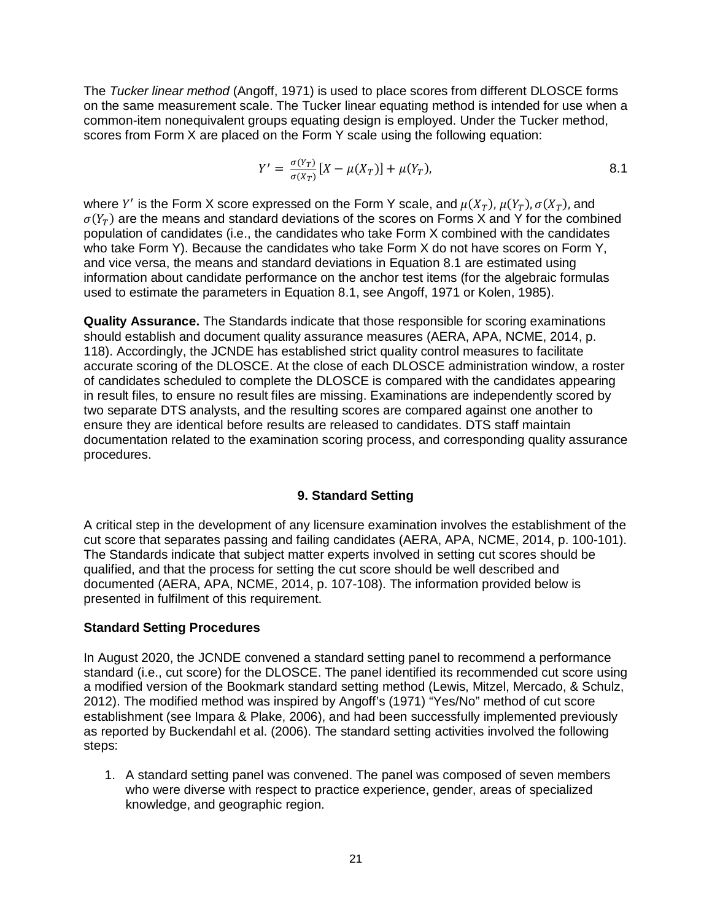The *Tucker linear method* (Angoff, 1971) is used to place scores from different DLOSCE forms on the same measurement scale. The Tucker linear equating method is intended for use when a common-item nonequivalent groups equating design is employed. Under the Tucker method, scores from Form X are placed on the Form Y scale using the following equation:

$$Y' = \frac{\sigma(Y_T)}{\sigma(X_T)}[X - \mu(X_T)] + \mu(Y_T), \tag{8.1}$$

where $Y'$ is the Form X score expressed on the Form Y scale, and $\mu(X_T)$, $\mu(Y_T)$, $\sigma(X_T)$, and $\sigma(Y_T)$ are the means and standard deviations of the scores on Forms X and Y for the combined population of candidates (i.e., the candidates who take Form X combined with the candidates who take Form Y). Because the candidates who take Form X do not have scores on Form Y, and vice versa, the means and standard deviations in Equation 8.1 are estimated using information about candidate performance on the anchor test items (for the algebraic formulas used to estimate the parameters in Equation 8.1, see Angoff, 1971 or Kolen, 1985).

**Quality Assurance.** The Standards indicate that those responsible for scoring examinations should establish and document quality assurance measures (AERA, APA, NCME, 2014, p. 118). Accordingly, the JCNDE has established strict quality control measures to facilitate accurate scoring of the DLOSCE. At the close of each DLOSCE administration window, a roster of candidates scheduled to complete the DLOSCE is compared with the candidates appearing in result files, to ensure no result files are missing. Examinations are independently scored by two separate DTS analysts, and the resulting scores are compared against one another to ensure they are identical before results are released to candidates. DTS staff maintain documentation related to the examination scoring process, and corresponding quality assurance procedures.

## 9. Standard Setting

A critical step in the development of any licensure examination involves the establishment of the cut score that separates passing and failing candidates (AERA, APA, NCME, 2014, p. 100-101). The Standards indicate that subject matter experts involved in setting cut scores should be qualified, and that the process for setting the cut score should be well described and documented (AERA, APA, NCME, 2014, p. 107-108). The information provided below is presented in fulfilment of this requirement.

### Standard Setting Procedures

In August 2020, the JCNDE convened a standard setting panel to recommend a performance standard (i.e., cut score) for the DLOSCE. The panel identified its recommended cut score using a modified version of the Bookmark standard setting method (Lewis, Mitzel, Mercado, & Schulz, 2012). The modified method was inspired by Angoff's (1971) "Yes/No" method of cut score establishment (see Impara & Plake, 2006), and had been successfully implemented previously as reported by Buckendahl et al. (2006). The standard setting activities involved the following steps:

1. A standard setting panel was convened. The panel was composed of seven members who were diverse with respect to practice experience, gender, areas of specialized knowledge, and geographic region.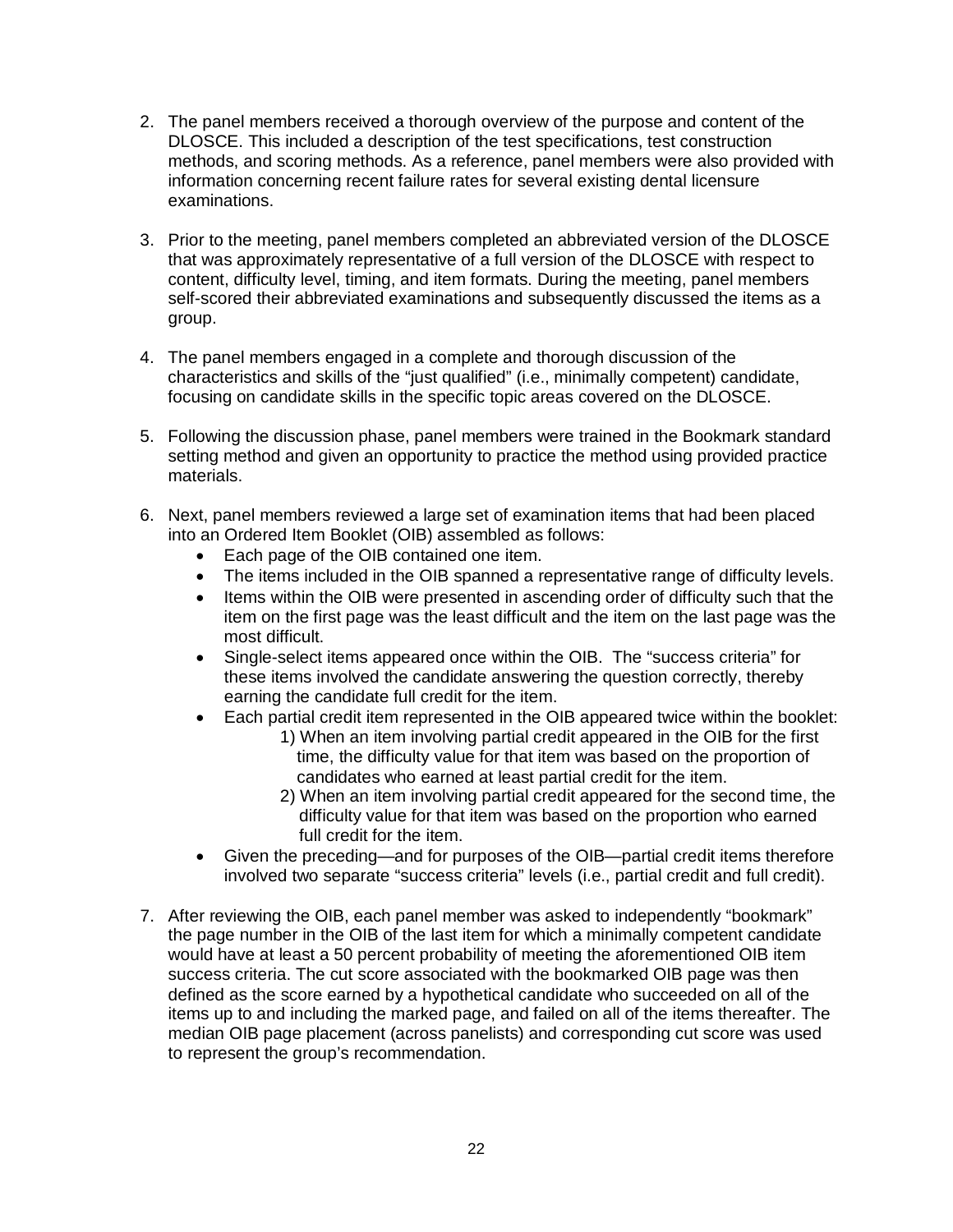2. The panel members received a thorough overview of the purpose and content of the DLOSCE. This included a description of the test specifications, test construction methods, and scoring methods. As a reference, panel members were also provided with information concerning recent failure rates for several existing dental licensure examinations.

3. Prior to the meeting, panel members completed an abbreviated version of the DLOSCE that was approximately representative of a full version of the DLOSCE with respect to content, difficulty level, timing, and item formats. During the meeting, panel members self-scored their abbreviated examinations and subsequently discussed the items as a group.

4. The panel members engaged in a complete and thorough discussion of the characteristics and skills of the "just qualified" (i.e., minimally competent) candidate, focusing on candidate skills in the specific topic areas covered on the DLOSCE.

5. Following the discussion phase, panel members were trained in the Bookmark standard setting method and given an opportunity to practice the method using provided practice materials.

6. Next, panel members reviewed a large set of examination items that had been placed into an Ordered Item Booklet (OIB) assembled as follows:
   - Each page of the OIB contained one item.
   - The items included in the OIB spanned a representative range of difficulty levels.
   - Items within the OIB were presented in ascending order of difficulty such that the item on the first page was the least difficult and the item on the last page was the most difficult.
   - Single-select items appeared once within the OIB. The "success criteria" for these items involved the candidate answering the question correctly, thereby earning the candidate full credit for the item.
   - Each partial credit item represented in the OIB appeared twice within the booklet:
     1) When an item involving partial credit appeared in the OIB for the first time, the difficulty value for that item was based on the proportion of candidates who earned at least partial credit for the item.
     2) When an item involving partial credit appeared for the second time, the difficulty value for that item was based on the proportion who earned full credit for the item.
   - Given the preceding—and for purposes of the OIB—partial credit items therefore involved two separate "success criteria" levels (i.e., partial credit and full credit).

7. After reviewing the OIB, each panel member was asked to independently "bookmark" the page number in the OIB of the last item for which a minimally competent candidate would have at least a 50 percent probability of meeting the aforementioned OIB item success criteria. The cut score associated with the bookmarked OIB page was then defined as the score earned by a hypothetical candidate who succeeded on all of the items up to and including the marked page, and failed on all of the items thereafter. The median OIB page placement (across panelists) and corresponding cut score was used to represent the group's recommendation.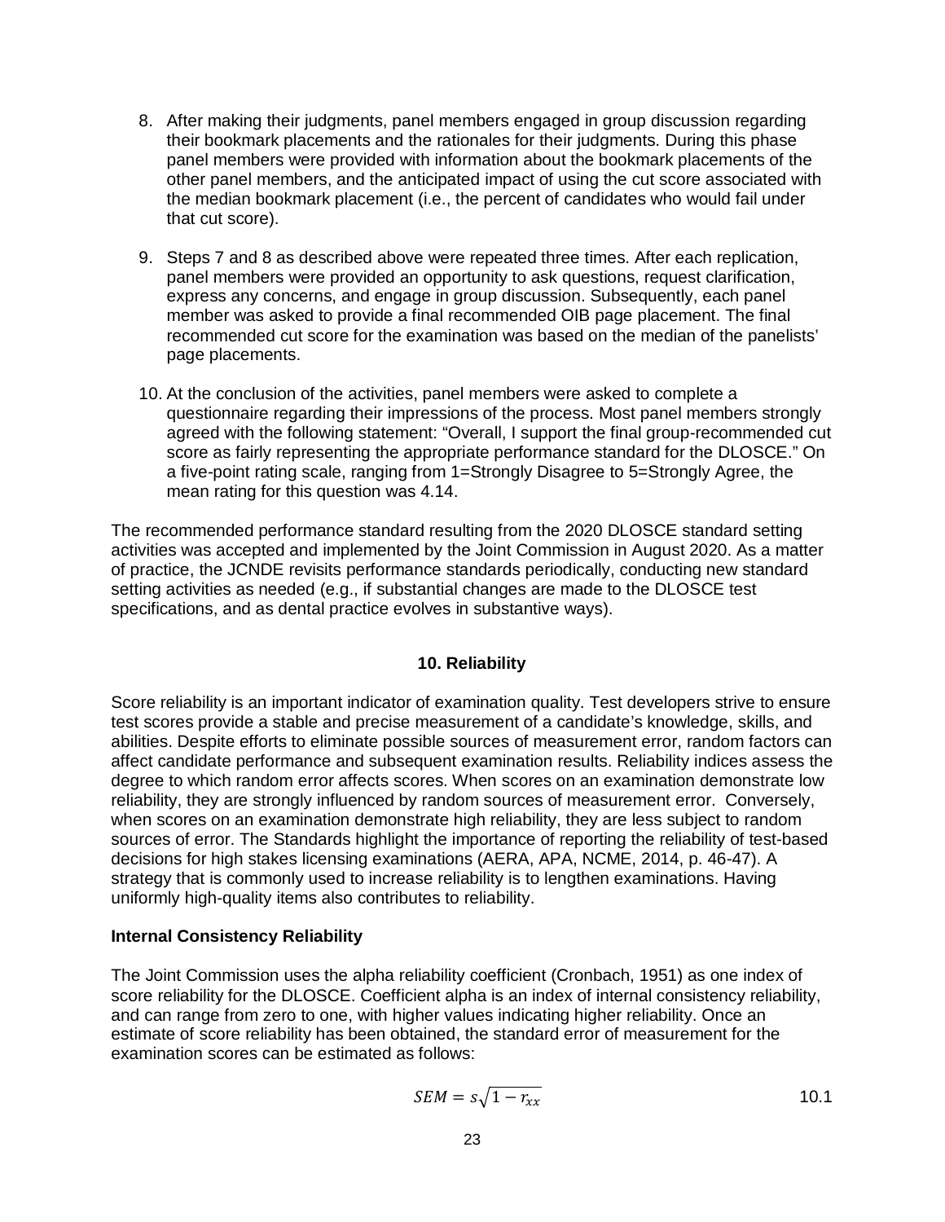8. After making their judgments, panel members engaged in group discussion regarding their bookmark placements and the rationales for their judgments. During this phase panel members were provided with information about the bookmark placements of the other panel members, and the anticipated impact of using the cut score associated with the median bookmark placement (i.e., the percent of candidates who would fail under that cut score).

9. Steps 7 and 8 as described above were repeated three times. After each replication, panel members were provided an opportunity to ask questions, request clarification, express any concerns, and engage in group discussion. Subsequently, each panel member was asked to provide a final recommended OIB page placement. The final recommended cut score for the examination was based on the median of the panelists' page placements.

10. At the conclusion of the activities, panel members were asked to complete a questionnaire regarding their impressions of the process. Most panel members strongly agreed with the following statement: "Overall, I support the final group-recommended cut score as fairly representing the appropriate performance standard for the DLOSCE." On a five-point rating scale, ranging from 1=Strongly Disagree to 5=Strongly Agree, the mean rating for this question was 4.14.

The recommended performance standard resulting from the 2020 DLOSCE standard setting activities was accepted and implemented by the Joint Commission in August 2020. As a matter of practice, the JCNDE revisits performance standards periodically, conducting new standard setting activities as needed (e.g., if substantial changes are made to the DLOSCE test specifications, and as dental practice evolves in substantive ways).

## 10. Reliability

Score reliability is an important indicator of examination quality. Test developers strive to ensure test scores provide a stable and precise measurement of a candidate's knowledge, skills, and abilities. Despite efforts to eliminate possible sources of measurement error, random factors can affect candidate performance and subsequent examination results. Reliability indices assess the degree to which random error affects scores. When scores on an examination demonstrate low reliability, they are strongly influenced by random sources of measurement error. Conversely, when scores on an examination demonstrate high reliability, they are less subject to random sources of error. The Standards highlight the importance of reporting the reliability of test-based decisions for high stakes licensing examinations (AERA, APA, NCME, 2014, p. 46-47). A strategy that is commonly used to increase reliability is to lengthen examinations. Having uniformly high-quality items also contributes to reliability.

### Internal Consistency Reliability

The Joint Commission uses the alpha reliability coefficient (Cronbach, 1951) as one index of score reliability for the DLOSCE. Coefficient alpha is an index of internal consistency reliability, and can range from zero to one, with higher values indicating higher reliability. Once an estimate of score reliability has been obtained, the standard error of measurement for the examination scores can be estimated as follows:

$$SEM = s\sqrt{1 - r_{xx}} \qquad 10.1$$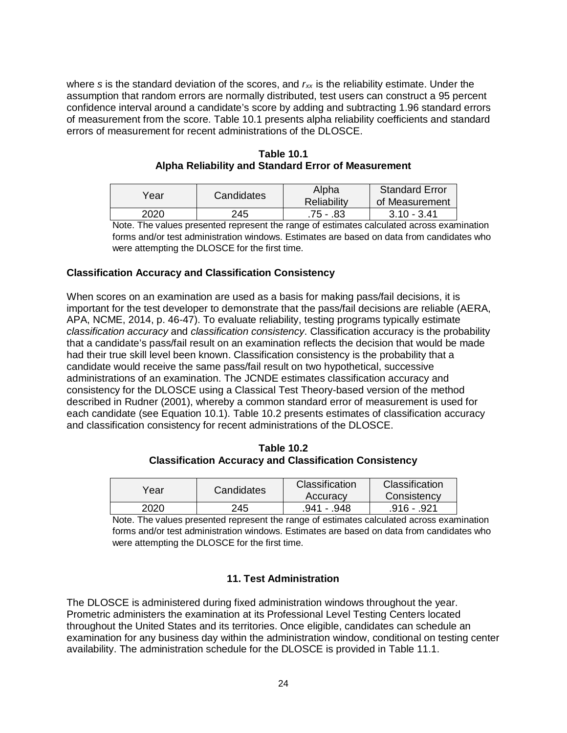where $s$ is the standard deviation of the scores, and $r_{xx}$ is the reliability estimate. Under the assumption that random errors are normally distributed, test users can construct a 95 percent confidence interval around a candidate's score by adding and subtracting 1.96 standard errors of measurement from the score. Table 10.1 presents alpha reliability coefficients and standard errors of measurement for recent administrations of the DLOSCE.

**Table 10.1**
**Alpha Reliability and Standard Error of Measurement**

| Year | Candidates | Alpha Reliability | Standard Error of Measurement |
|---|---|---|---|
| 2020 | 245 | .75 - .83 | 3.10 - 3.41 |

Note. The values presented represent the range of estimates calculated across examination forms and/or test administration windows. Estimates are based on data from candidates who were attempting the DLOSCE for the first time.

### Classification Accuracy and Classification Consistency

When scores on an examination are used as a basis for making pass/fail decisions, it is important for the test developer to demonstrate that the pass/fail decisions are reliable (AERA, APA, NCME, 2014, p. 46-47). To evaluate reliability, testing programs typically estimate *classification accuracy* and *classification consistency*. Classification accuracy is the probability that a candidate's pass/fail result on an examination reflects the decision that would be made had their true skill level been known. Classification consistency is the probability that a candidate would receive the same pass/fail result on two hypothetical, successive administrations of an examination. The JCNDE estimates classification accuracy and consistency for the DLOSCE using a Classical Test Theory-based version of the method described in Rudner (2001), whereby a common standard error of measurement is used for each candidate (see Equation 10.1). Table 10.2 presents estimates of classification accuracy and classification consistency for recent administrations of the DLOSCE.

**Table 10.2**
**Classification Accuracy and Classification Consistency**

| Year | Candidates | Classification Accuracy | Classification Consistency |
|---|---|---|---|
| 2020 | 245 | .941 - .948 | .916 - .921 |

Note. The values presented represent the range of estimates calculated across examination forms and/or test administration windows. Estimates are based on data from candidates who were attempting the DLOSCE for the first time.

## 11. Test Administration

The DLOSCE is administered during fixed administration windows throughout the year. Prometric administers the examination at its Professional Level Testing Centers located throughout the United States and its territories. Once eligible, candidates can schedule an examination for any business day within the administration window, conditional on testing center availability. The administration schedule for the DLOSCE is provided in Table 11.1.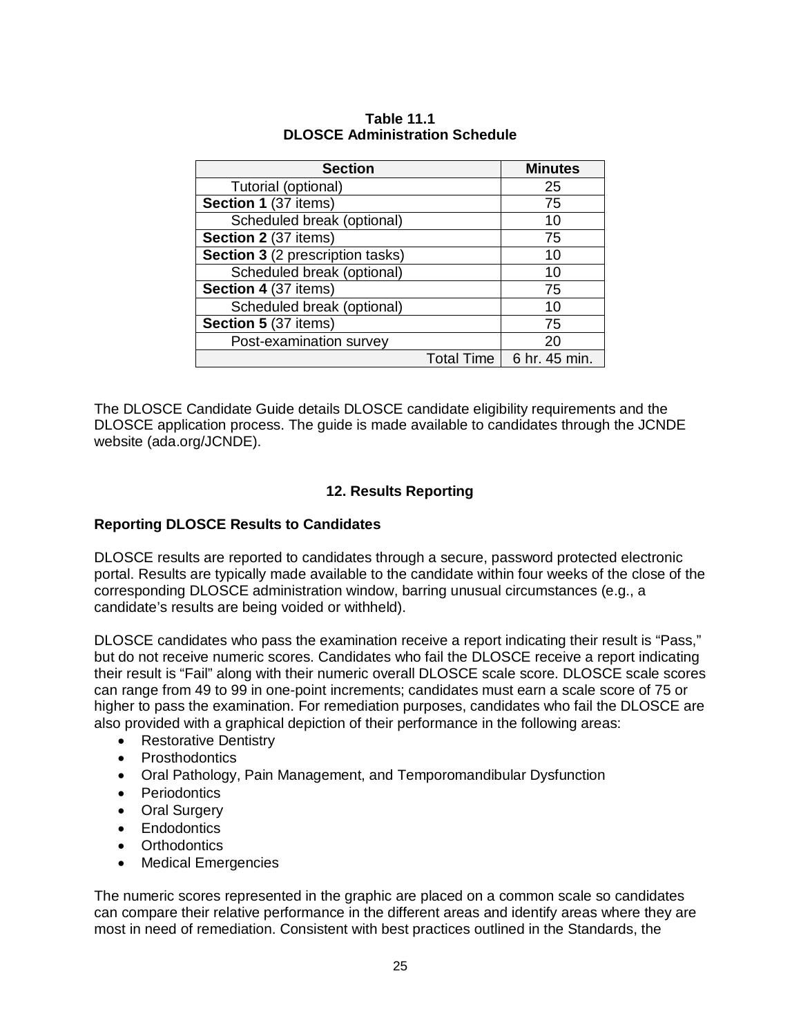**Table 11.1**
**DLOSCE Administration Schedule**

| Section | Minutes |
|---|---|
| Tutorial (optional) | 25 |
| **Section 1** (37 items) | 75 |
| Scheduled break (optional) | 10 |
| **Section 2** (37 items) | 75 |
| **Section 3** (2 prescription tasks) | 10 |
| Scheduled break (optional) | 10 |
| **Section 4** (37 items) | 75 |
| Scheduled break (optional) | 10 |
| **Section 5** (37 items) | 75 |
| Post-examination survey | 20 |
| Total Time | 6 hr. 45 min. |

The DLOSCE Candidate Guide details DLOSCE candidate eligibility requirements and the DLOSCE application process. The guide is made available to candidates through the JCNDE website (ada.org/JCNDE).

## 12. Results Reporting

### Reporting DLOSCE Results to Candidates

DLOSCE results are reported to candidates through a secure, password protected electronic portal. Results are typically made available to the candidate within four weeks of the close of the corresponding DLOSCE administration window, barring unusual circumstances (e.g., a candidate's results are being voided or withheld).

DLOSCE candidates who pass the examination receive a report indicating their result is "Pass," but do not receive numeric scores. Candidates who fail the DLOSCE receive a report indicating their result is "Fail" along with their numeric overall DLOSCE scale score. DLOSCE scale scores can range from 49 to 99 in one-point increments; candidates must earn a scale score of 75 or higher to pass the examination. For remediation purposes, candidates who fail the DLOSCE are also provided with a graphical depiction of their performance in the following areas:

- Restorative Dentistry
- Prosthodontics
- Oral Pathology, Pain Management, and Temporomandibular Dysfunction
- Periodontics
- Oral Surgery
- Endodontics
- Orthodontics
- Medical Emergencies

The numeric scores represented in the graphic are placed on a common scale so candidates can compare their relative performance in the different areas and identify areas where they are most in need of remediation. Consistent with best practices outlined in the Standards, the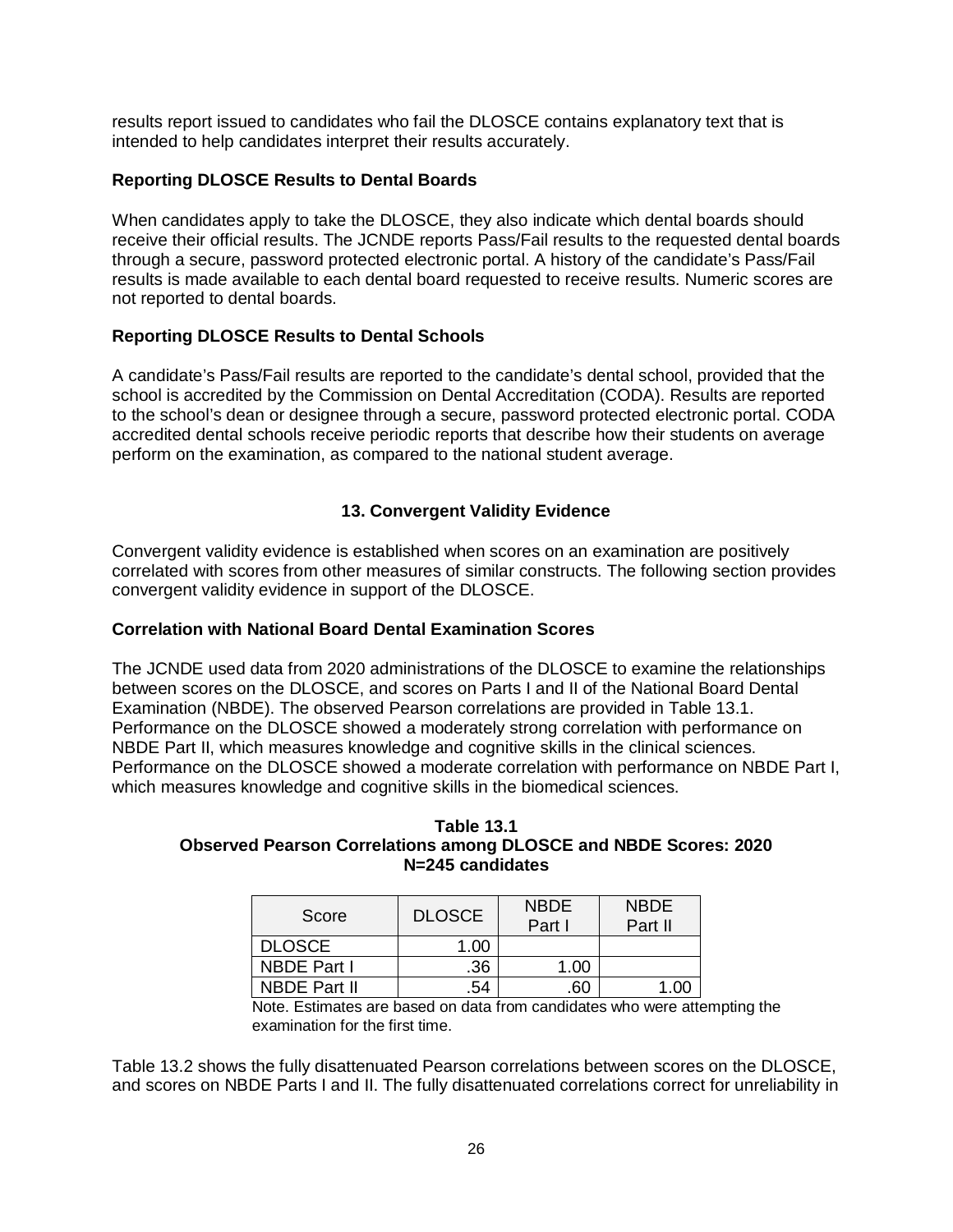results report issued to candidates who fail the DLOSCE contains explanatory text that is intended to help candidates interpret their results accurately.

### Reporting DLOSCE Results to Dental Boards

When candidates apply to take the DLOSCE, they also indicate which dental boards should receive their official results. The JCNDE reports Pass/Fail results to the requested dental boards through a secure, password protected electronic portal. A history of the candidate's Pass/Fail results is made available to each dental board requested to receive results. Numeric scores are not reported to dental boards.

### Reporting DLOSCE Results to Dental Schools

A candidate's Pass/Fail results are reported to the candidate's dental school, provided that the school is accredited by the Commission on Dental Accreditation (CODA). Results are reported to the school's dean or designee through a secure, password protected electronic portal. CODA accredited dental schools receive periodic reports that describe how their students on average perform on the examination, as compared to the national student average.

## 13. Convergent Validity Evidence

Convergent validity evidence is established when scores on an examination are positively correlated with scores from other measures of similar constructs. The following section provides convergent validity evidence in support of the DLOSCE.

### Correlation with National Board Dental Examination Scores

The JCNDE used data from 2020 administrations of the DLOSCE to examine the relationships between scores on the DLOSCE, and scores on Parts I and II of the National Board Dental Examination (NBDE). The observed Pearson correlations are provided in Table 13.1. Performance on the DLOSCE showed a moderately strong correlation with performance on NBDE Part II, which measures knowledge and cognitive skills in the clinical sciences. Performance on the DLOSCE showed a moderate correlation with performance on NBDE Part I, which measures knowledge and cognitive skills in the biomedical sciences.

**Table 13.1**
**Observed Pearson Correlations among DLOSCE and NBDE Scores: 2020**
**N=245 candidates**

| Score | DLOSCE | NBDE Part I | NBDE Part II |
|---|---|---|---|
| DLOSCE | 1.00 | | |
| NBDE Part I | .36 | 1.00 | |
| NBDE Part II | .54 | .60 | 1.00 |

Note. Estimates are based on data from candidates who were attempting the examination for the first time.

Table 13.2 shows the fully disattenuated Pearson correlations between scores on the DLOSCE, and scores on NBDE Parts I and II. The fully disattenuated correlations correct for unreliability in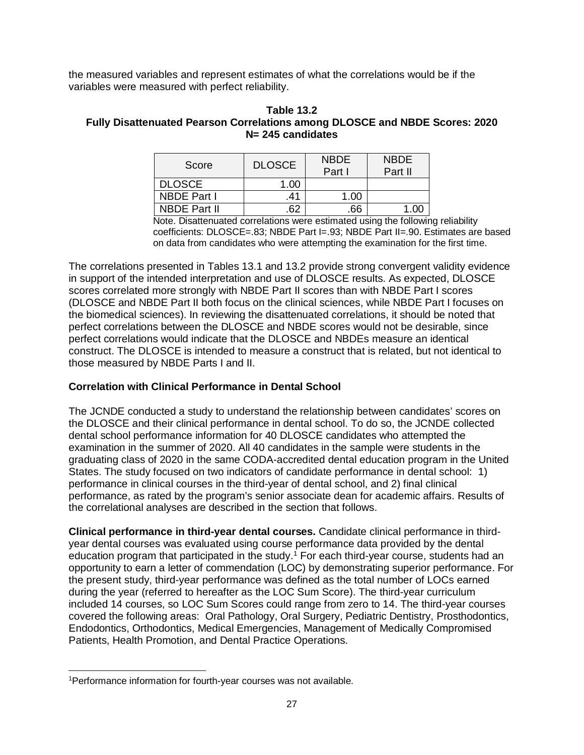the measured variables and represent estimates of what the correlations would be if the variables were measured with perfect reliability.

**Table 13.2**
**Fully Disattenuated Pearson Correlations among DLOSCE and NBDE Scores: 2020**
**N= 245 candidates**

| Score | DLOSCE | NBDE Part I | NBDE Part II |
|---|---|---|---|
| DLOSCE | 1.00 | | |
| NBDE Part I | .41 | 1.00 | |
| NBDE Part II | .62 | .66 | 1.00 |

Note. Disattenuated correlations were estimated using the following reliability coefficients: DLOSCE=.83; NBDE Part I=.93; NBDE Part II=.90. Estimates are based on data from candidates who were attempting the examination for the first time.

The correlations presented in Tables 13.1 and 13.2 provide strong convergent validity evidence in support of the intended interpretation and use of DLOSCE results. As expected, DLOSCE scores correlated more strongly with NBDE Part II scores than with NBDE Part I scores (DLOSCE and NBDE Part II both focus on the clinical sciences, while NBDE Part I focuses on the biomedical sciences). In reviewing the disattenuated correlations, it should be noted that perfect correlations between the DLOSCE and NBDE scores would not be desirable, since perfect correlations would indicate that the DLOSCE and NBDEs measure an identical construct. The DLOSCE is intended to measure a construct that is related, but not identical to those measured by NBDE Parts I and II.

### Correlation with Clinical Performance in Dental School

The JCNDE conducted a study to understand the relationship between candidates' scores on the DLOSCE and their clinical performance in dental school. To do so, the JCNDE collected dental school performance information for 40 DLOSCE candidates who attempted the examination in the summer of 2020. All 40 candidates in the sample were students in the graduating class of 2020 in the same CODA-accredited dental education program in the United States. The study focused on two indicators of candidate performance in dental school: 1) performance in clinical courses in the third-year of dental school, and 2) final clinical performance, as rated by the program's senior associate dean for academic affairs. Results of the correlational analyses are described in the section that follows.

**Clinical performance in third-year dental courses.** Candidate clinical performance in third-year dental courses was evaluated using course performance data provided by the dental education program that participated in the study.[1] For each third-year course, students had an opportunity to earn a letter of commendation (LOC) by demonstrating superior performance. For the present study, third-year performance was defined as the total number of LOCs earned during the year (referred to hereafter as the LOC Sum Score). The third-year curriculum included 14 courses, so LOC Sum Scores could range from zero to 14. The third-year courses covered the following areas: Oral Pathology, Oral Surgery, Pediatric Dentistry, Prosthodontics, Endodontics, Orthodontics, Medical Emergencies, Management of Medically Compromised Patients, Health Promotion, and Dental Practice Operations.

[1]Performance information for fourth-year courses was not available.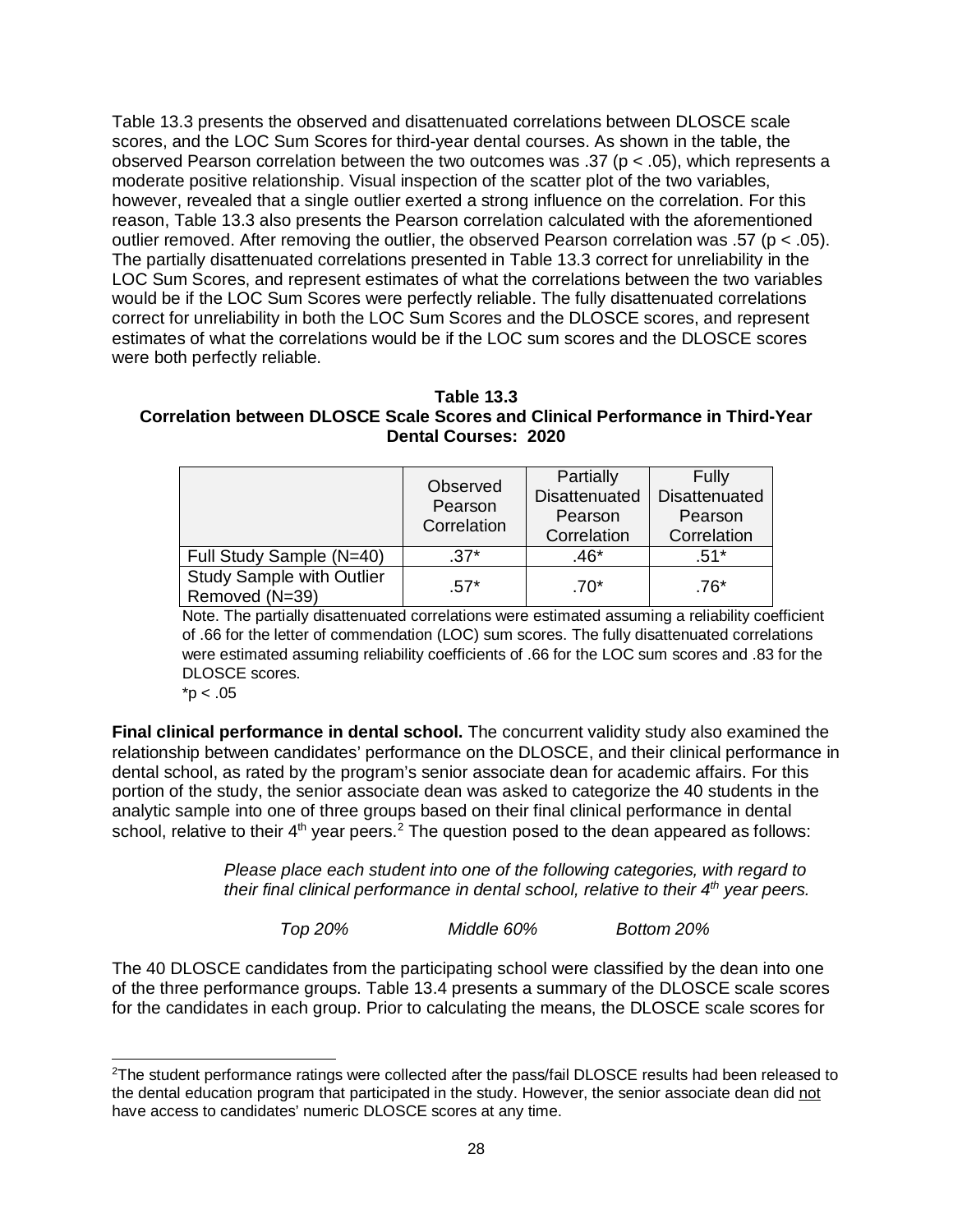Table 13.3 presents the observed and disattenuated correlations between DLOSCE scale scores, and the LOC Sum Scores for third-year dental courses. As shown in the table, the observed Pearson correlation between the two outcomes was .37 ($p < .05$), which represents a moderate positive relationship. Visual inspection of the scatter plot of the two variables, however, revealed that a single outlier exerted a strong influence on the correlation. For this reason, Table 13.3 also presents the Pearson correlation calculated with the aforementioned outlier removed. After removing the outlier, the observed Pearson correlation was .57 ($p < .05$). The partially disattenuated correlations presented in Table 13.3 correct for unreliability in the LOC Sum Scores, and represent estimates of what the correlations between the two variables would be if the LOC Sum Scores were perfectly reliable. The fully disattenuated correlations correct for unreliability in both the LOC Sum Scores and the DLOSCE scores, and represent estimates of what the correlations would be if the LOC sum scores and the DLOSCE scores were both perfectly reliable.

**Table 13.3**
**Correlation between DLOSCE Scale Scores and Clinical Performance in Third-Year Dental Courses: 2020**

| | Observed Pearson Correlation | Partially Disattenuated Pearson Correlation | Fully Disattenuated Pearson Correlation |
|---|---|---|---|
| Full Study Sample (N=40) | .37* | .46* | .51* |
| Study Sample with Outlier Removed (N=39) | .57* | .70* | .76* |

Note. The partially disattenuated correlations were estimated assuming a reliability coefficient of .66 for the letter of commendation (LOC) sum scores. The fully disattenuated correlations were estimated assuming reliability coefficients of .66 for the LOC sum scores and .83 for the DLOSCE scores.
*$p < .05$

**Final clinical performance in dental school.** The concurrent validity study also examined the relationship between candidates' performance on the DLOSCE, and their clinical performance in dental school, as rated by the program's senior associate dean for academic affairs. For this portion of the study, the senior associate dean was asked to categorize the 40 students in the analytic sample into one of three groups based on their final clinical performance in dental school, relative to their 4th year peers.[2] The question posed to the dean appeared as follows:

> *Please place each student into one of the following categories, with regard to their final clinical performance in dental school, relative to their 4th year peers.*
>
> *Top 20%*      *Middle 60%*      *Bottom 20%*

The 40 DLOSCE candidates from the participating school were classified by the dean into one of the three performance groups. Table 13.4 presents a summary of the DLOSCE scale scores for the candidates in each group. Prior to calculating the means, the DLOSCE scale scores for

[2]The student performance ratings were collected after the pass/fail DLOSCE results had been released to the dental education program that participated in the study. However, the senior associate dean did not have access to candidates' numeric DLOSCE scores at any time.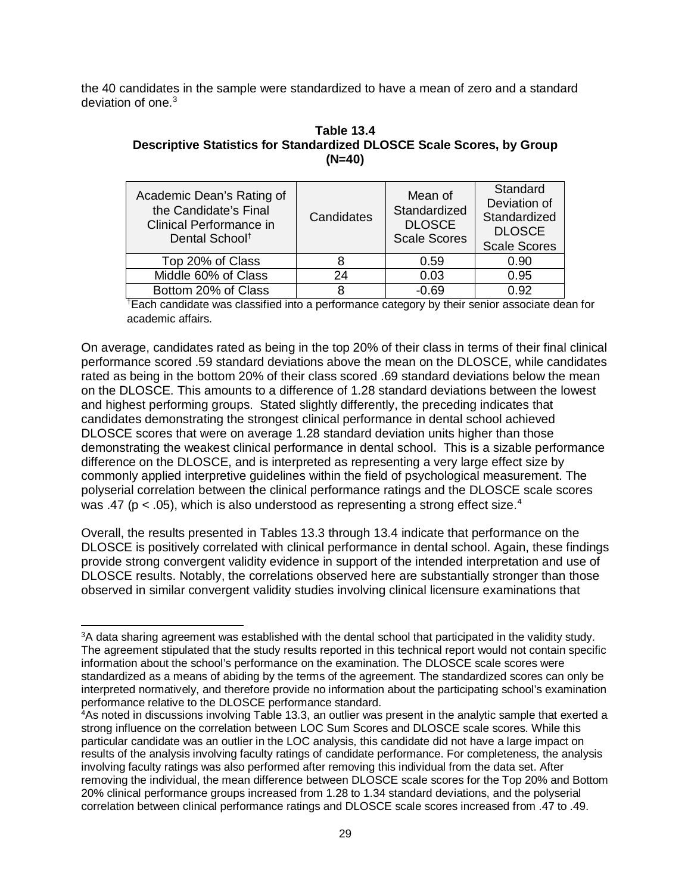the 40 candidates in the sample were standardized to have a mean of zero and a standard deviation of one.[3]

**Table 13.4**
**Descriptive Statistics for Standardized DLOSCE Scale Scores, by Group (N=40)**

| Academic Dean's Rating of the Candidate's Final Clinical Performance in Dental School[†] | Candidates | Mean of Standardized DLOSCE Scale Scores | Standard Deviation of Standardized DLOSCE Scale Scores |
|---|---|---|---|
| Top 20% of Class | 8 | 0.59 | 0.90 |
| Middle 60% of Class | 24 | 0.03 | 0.95 |
| Bottom 20% of Class | 8 | -0.69 | 0.92 |

[†]Each candidate was classified into a performance category by their senior associate dean for academic affairs.

On average, candidates rated as being in the top 20% of their class in terms of their final clinical performance scored .59 standard deviations above the mean on the DLOSCE, while candidates rated as being in the bottom 20% of their class scored .69 standard deviations below the mean on the DLOSCE. This amounts to a difference of 1.28 standard deviations between the lowest and highest performing groups. Stated slightly differently, the preceding indicates that candidates demonstrating the strongest clinical performance in dental school achieved DLOSCE scores that were on average 1.28 standard deviation units higher than those demonstrating the weakest clinical performance in dental school. This is a sizable performance difference on the DLOSCE, and is interpreted as representing a very large effect size by commonly applied interpretive guidelines within the field of psychological measurement. The polyserial correlation between the clinical performance ratings and the DLOSCE scale scores was .47 ($p < .05$), which is also understood as representing a strong effect size.[4]

Overall, the results presented in Tables 13.3 through 13.4 indicate that performance on the DLOSCE is positively correlated with clinical performance in dental school. Again, these findings provide strong convergent validity evidence in support of the intended interpretation and use of DLOSCE results. Notably, the correlations observed here are substantially stronger than those observed in similar convergent validity studies involving clinical licensure examinations that

[3]A data sharing agreement was established with the dental school that participated in the validity study. The agreement stipulated that the study results reported in this technical report would not contain specific information about the school's performance on the examination. The DLOSCE scale scores were standardized as a means of abiding by the terms of the agreement. The standardized scores can only be interpreted normatively, and therefore provide no information about the participating school's examination performance relative to the DLOSCE performance standard.

[4]As noted in discussions involving Table 13.3, an outlier was present in the analytic sample that exerted a strong influence on the correlation between LOC Sum Scores and DLOSCE scale scores. While this particular candidate was an outlier in the LOC analysis, this candidate did not have a large impact on results of the analysis involving faculty ratings of candidate performance. For completeness, the analysis involving faculty ratings was also performed after removing this individual from the data set. After removing the individual, the mean difference between DLOSCE scale scores for the Top 20% and Bottom 20% clinical performance groups increased from 1.28 to 1.34 standard deviations, and the polyserial correlation between clinical performance ratings and DLOSCE scale scores increased from .47 to .49.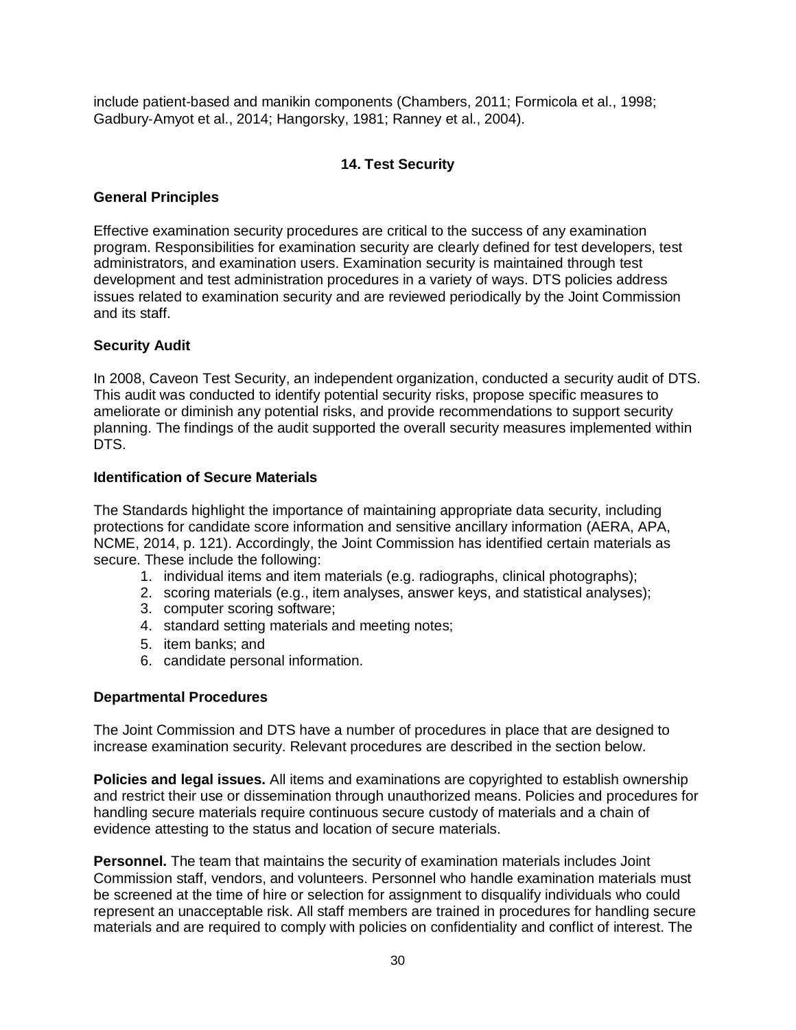include patient-based and manikin components (Chambers, 2011; Formicola et al., 1998; Gadbury-Amyot et al., 2014; Hangorsky, 1981; Ranney et al., 2004).

## 14. Test Security

### General Principles

Effective examination security procedures are critical to the success of any examination program. Responsibilities for examination security are clearly defined for test developers, test administrators, and examination users. Examination security is maintained through test development and test administration procedures in a variety of ways. DTS policies address issues related to examination security and are reviewed periodically by the Joint Commission and its staff.

### Security Audit

In 2008, Caveon Test Security, an independent organization, conducted a security audit of DTS. This audit was conducted to identify potential security risks, propose specific measures to ameliorate or diminish any potential risks, and provide recommendations to support security planning. The findings of the audit supported the overall security measures implemented within DTS.

### Identification of Secure Materials

The Standards highlight the importance of maintaining appropriate data security, including protections for candidate score information and sensitive ancillary information (AERA, APA, NCME, 2014, p. 121). Accordingly, the Joint Commission has identified certain materials as secure. These include the following:

1. individual items and item materials (e.g. radiographs, clinical photographs);
2. scoring materials (e.g., item analyses, answer keys, and statistical analyses);
3. computer scoring software;
4. standard setting materials and meeting notes;
5. item banks; and
6. candidate personal information.

### Departmental Procedures

The Joint Commission and DTS have a number of procedures in place that are designed to increase examination security. Relevant procedures are described in the section below.

**Policies and legal issues.** All items and examinations are copyrighted to establish ownership and restrict their use or dissemination through unauthorized means. Policies and procedures for handling secure materials require continuous secure custody of materials and a chain of evidence attesting to the status and location of secure materials.

**Personnel.** The team that maintains the security of examination materials includes Joint Commission staff, vendors, and volunteers. Personnel who handle examination materials must be screened at the time of hire or selection for assignment to disqualify individuals who could represent an unacceptable risk. All staff members are trained in procedures for handling secure materials and are required to comply with policies on confidentiality and conflict of interest. The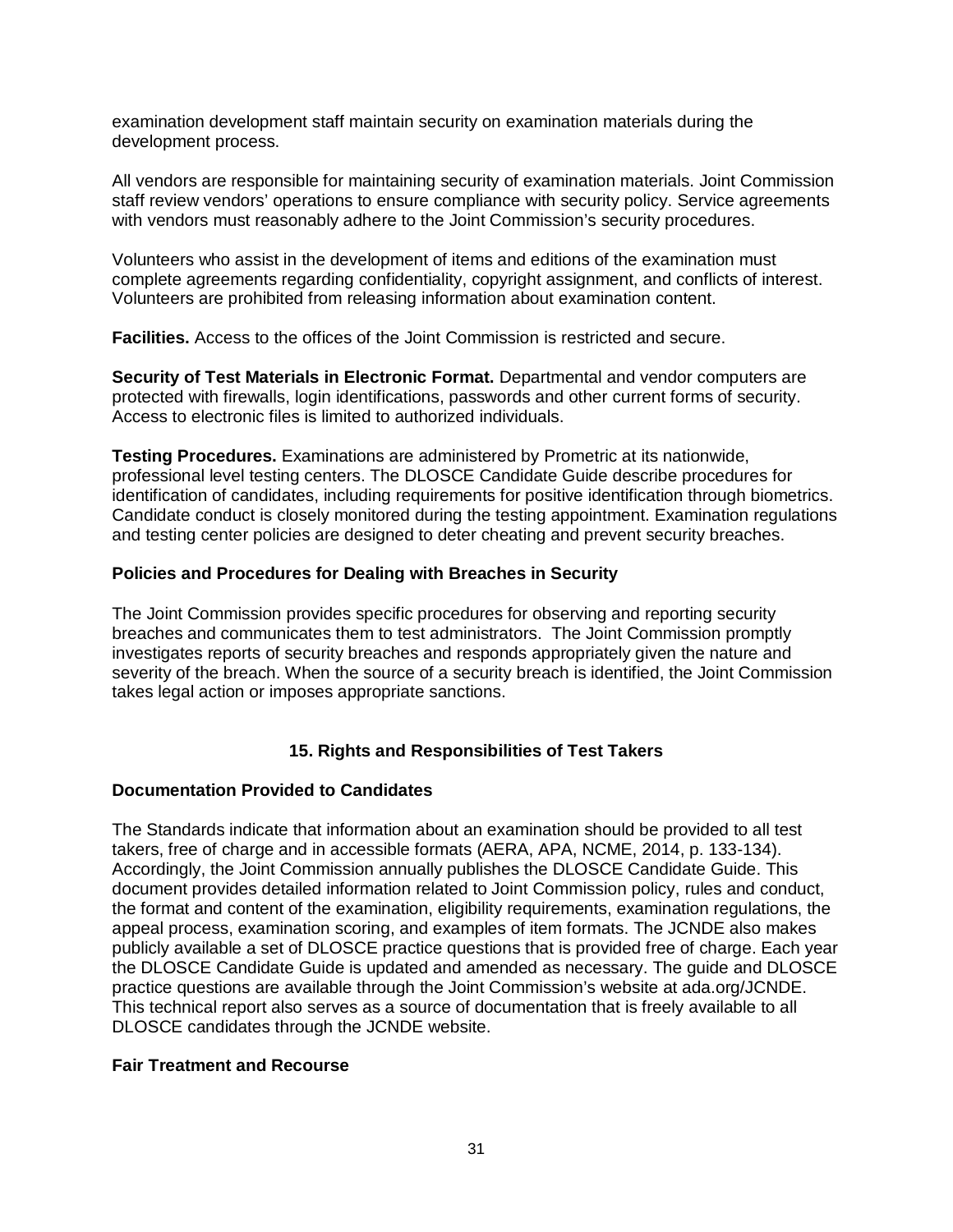examination development staff maintain security on examination materials during the development process.

All vendors are responsible for maintaining security of examination materials. Joint Commission staff review vendors' operations to ensure compliance with security policy. Service agreements with vendors must reasonably adhere to the Joint Commission's security procedures.

Volunteers who assist in the development of items and editions of the examination must complete agreements regarding confidentiality, copyright assignment, and conflicts of interest. Volunteers are prohibited from releasing information about examination content.

**Facilities.** Access to the offices of the Joint Commission is restricted and secure.

**Security of Test Materials in Electronic Format.** Departmental and vendor computers are protected with firewalls, login identifications, passwords and other current forms of security. Access to electronic files is limited to authorized individuals.

**Testing Procedures.** Examinations are administered by Prometric at its nationwide, professional level testing centers. The DLOSCE Candidate Guide describe procedures for identification of candidates, including requirements for positive identification through biometrics. Candidate conduct is closely monitored during the testing appointment. Examination regulations and testing center policies are designed to deter cheating and prevent security breaches.

### Policies and Procedures for Dealing with Breaches in Security

The Joint Commission provides specific procedures for observing and reporting security breaches and communicates them to test administrators. The Joint Commission promptly investigates reports of security breaches and responds appropriately given the nature and severity of the breach. When the source of a security breach is identified, the Joint Commission takes legal action or imposes appropriate sanctions.

## 15. Rights and Responsibilities of Test Takers

### Documentation Provided to Candidates

The Standards indicate that information about an examination should be provided to all test takers, free of charge and in accessible formats (AERA, APA, NCME, 2014, p. 133-134). Accordingly, the Joint Commission annually publishes the DLOSCE Candidate Guide. This document provides detailed information related to Joint Commission policy, rules and conduct, the format and content of the examination, eligibility requirements, examination regulations, the appeal process, examination scoring, and examples of item formats. The JCNDE also makes publicly available a set of DLOSCE practice questions that is provided free of charge. Each year the DLOSCE Candidate Guide is updated and amended as necessary. The guide and DLOSCE practice questions are available through the Joint Commission's website at ada.org/JCNDE. This technical report also serves as a source of documentation that is freely available to all DLOSCE candidates through the JCNDE website.

### Fair Treatment and Recourse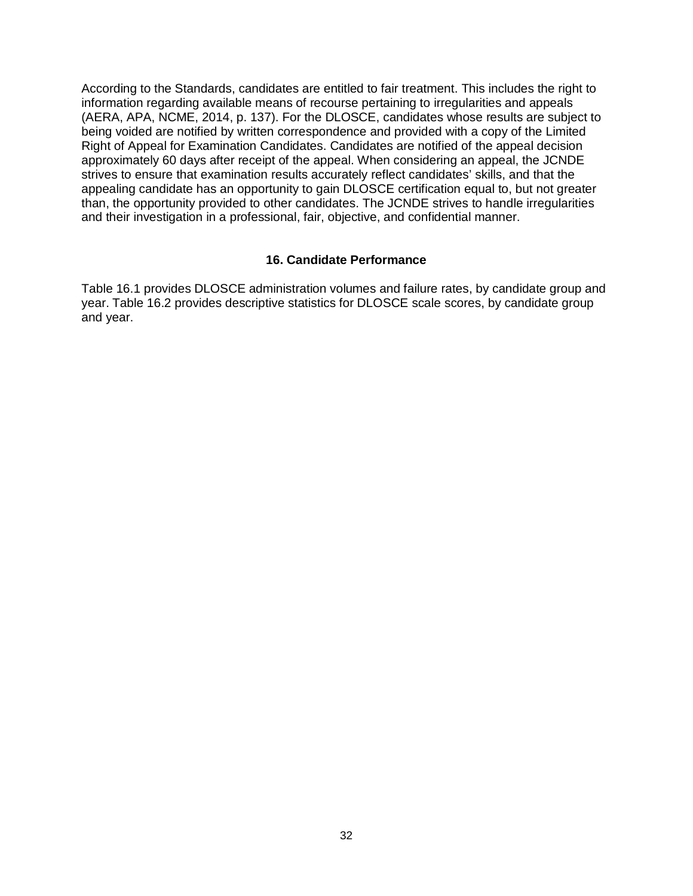According to the Standards, candidates are entitled to fair treatment. This includes the right to information regarding available means of recourse pertaining to irregularities and appeals (AERA, APA, NCME, 2014, p. 137). For the DLOSCE, candidates whose results are subject to being voided are notified by written correspondence and provided with a copy of the Limited Right of Appeal for Examination Candidates. Candidates are notified of the appeal decision approximately 60 days after receipt of the appeal. When considering an appeal, the JCNDE strives to ensure that examination results accurately reflect candidates' skills, and that the appealing candidate has an opportunity to gain DLOSCE certification equal to, but not greater than, the opportunity provided to other candidates. The JCNDE strives to handle irregularities and their investigation in a professional, fair, objective, and confidential manner.

## 16. Candidate Performance

Table 16.1 provides DLOSCE administration volumes and failure rates, by candidate group and year. Table 16.2 provides descriptive statistics for DLOSCE scale scores, by candidate group and year.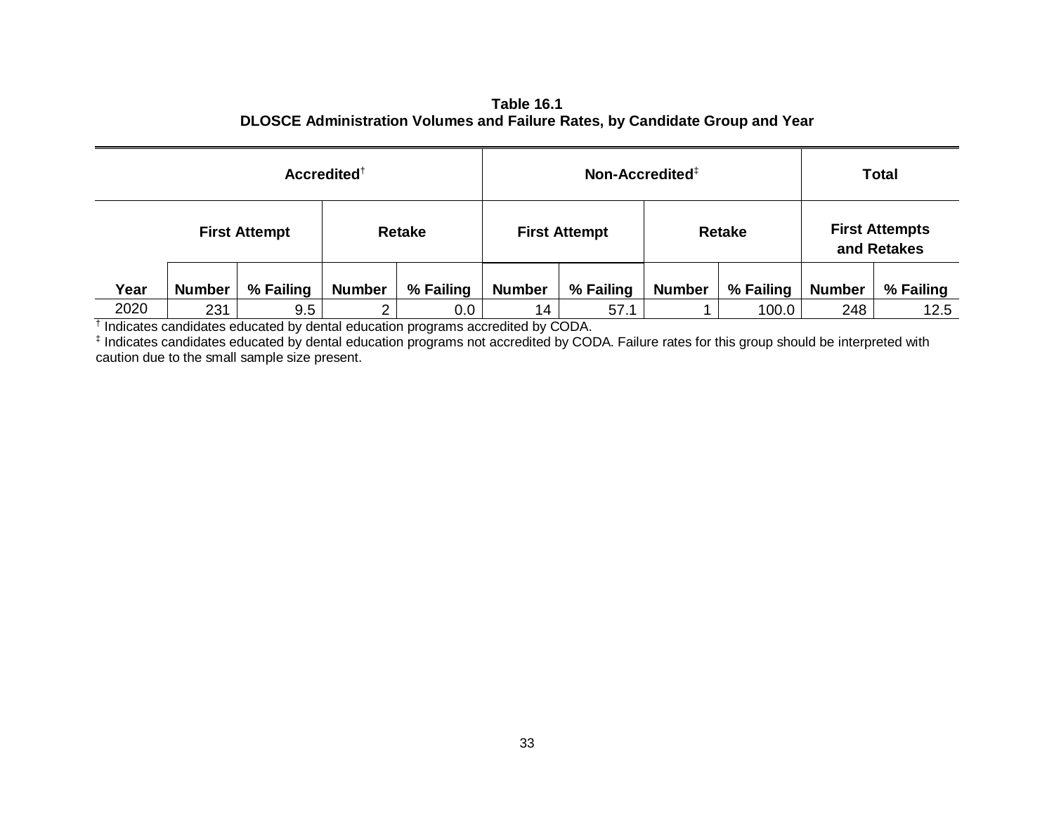**Table 16.1**
**DLOSCE Administration Volumes and Failure Rates, by Candidate Group and Year**

| | Accredited† | | | | Non-Accredited‡ | | | | Total | |
|---|---|---|---|---|---|---|---|---|---|---|
| | First Attempt | | Retake | | First Attempt | | Retake | | First Attempts and Retakes | |
| Year | Number | % Failing | Number | % Failing | Number | % Failing | Number | % Failing | Number | % Failing |
| 2020 | 231 | 9.5 | 2 | 0.0 | 14 | 57.1 | 1 | 100.0 | 248 | 12.5 |

† Indicates candidates educated by dental education programs accredited by CODA.

‡ Indicates candidates educated by dental education programs not accredited by CODA. Failure rates for this group should be interpreted with caution due to the small sample size present.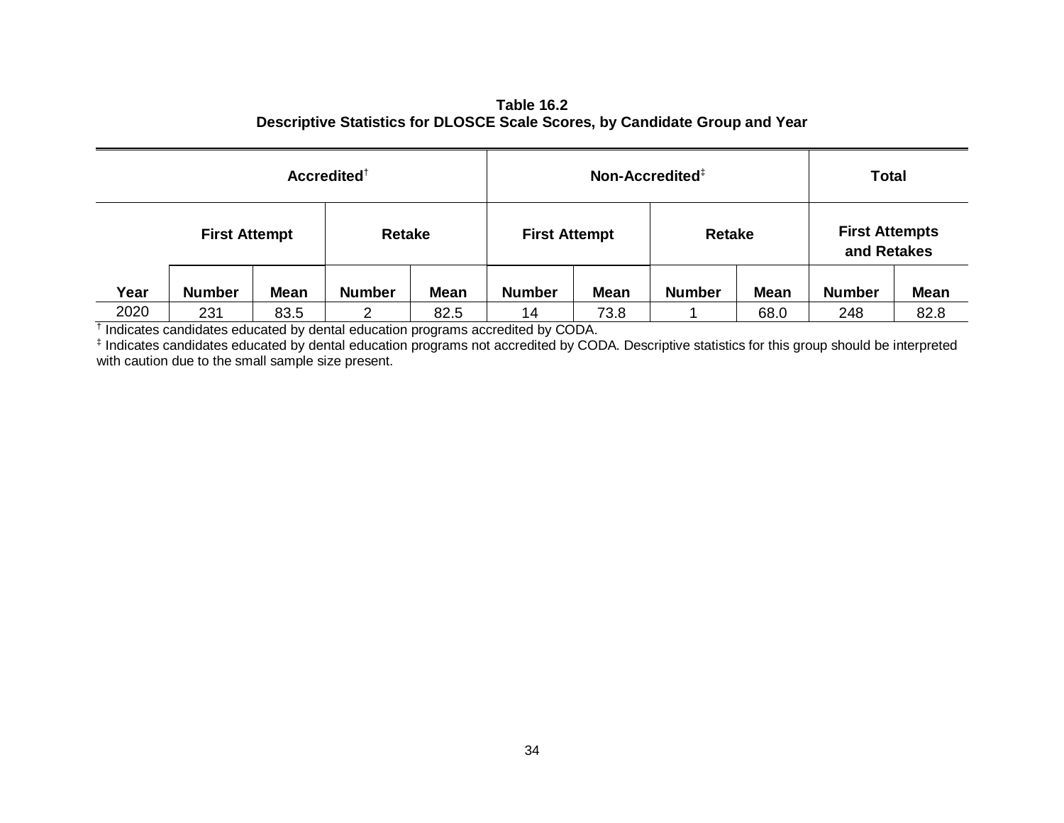**Table 16.2**
**Descriptive Statistics for DLOSCE Scale Scores, by Candidate Group and Year**

| | Accredited[†] | | | | Non-Accredited[‡] | | | | Total | |
|---|---|---|---|---|---|---|---|---|---|---|
| | First Attempt | | Retake | | First Attempt | | Retake | | First Attempts and Retakes | |
| Year | Number | Mean | Number | Mean | Number | Mean | Number | Mean | Number | Mean |
| 2020 | 231 | 83.5 | 2 | 82.5 | 14 | 73.8 | 1 | 68.0 | 248 | 82.8 |

[†] Indicates candidates educated by dental education programs accredited by CODA.

[‡] Indicates candidates educated by dental education programs not accredited by CODA. Descriptive statistics for this group should be interpreted with caution due to the small sample size present.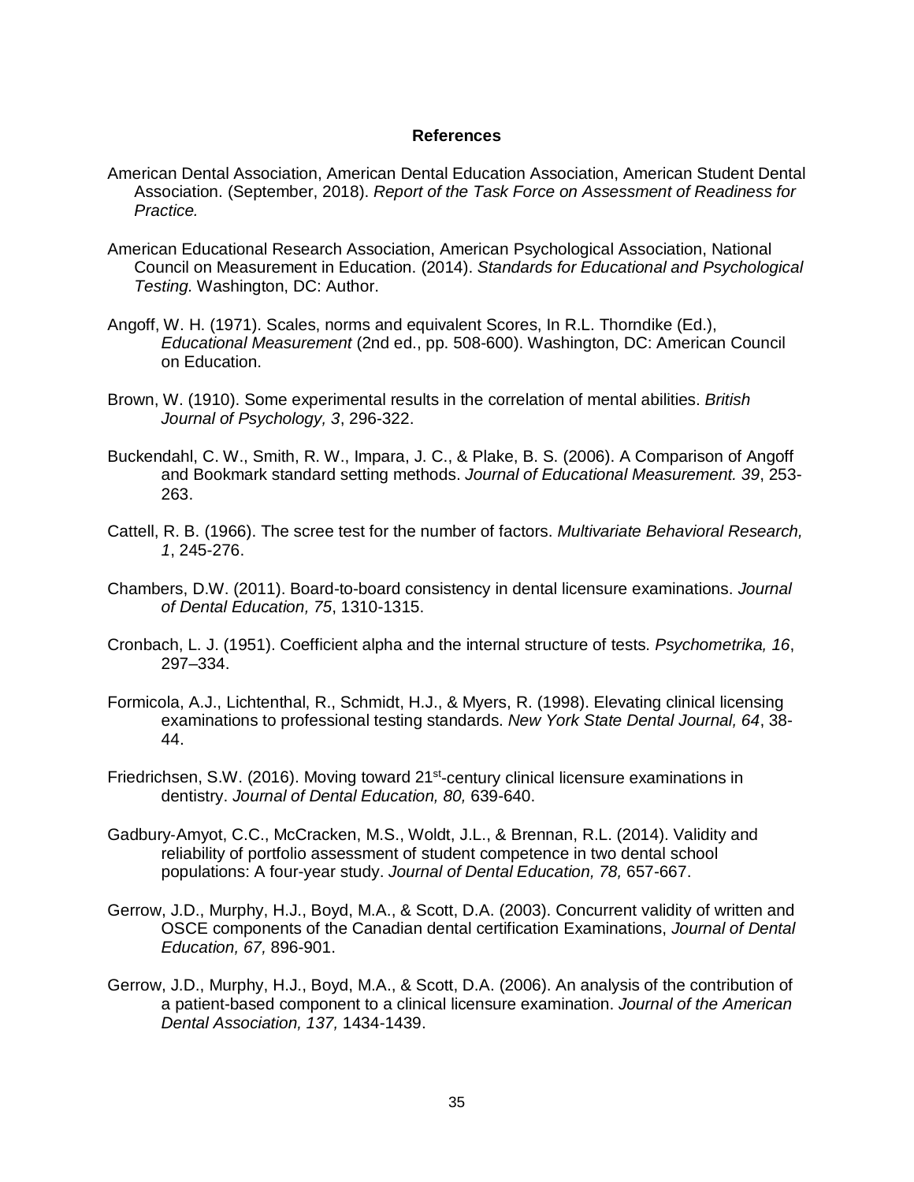## References

American Dental Association, American Dental Education Association, American Student Dental Association. (September, 2018). *Report of the Task Force on Assessment of Readiness for Practice.*

American Educational Research Association, American Psychological Association, National Council on Measurement in Education. (2014). *Standards for Educational and Psychological Testing.* Washington, DC: Author.

Angoff, W. H. (1971). Scales, norms and equivalent Scores, In R.L. Thorndike (Ed.), *Educational Measurement* (2nd ed., pp. 508-600). Washington, DC: American Council on Education.

Brown, W. (1910). Some experimental results in the correlation of mental abilities. *British Journal of Psychology, 3*, 296-322.

Buckendahl, C. W., Smith, R. W., Impara, J. C., & Plake, B. S. (2006). A Comparison of Angoff and Bookmark standard setting methods. *Journal of Educational Measurement. 39*, 253-263.

Cattell, R. B. (1966). The scree test for the number of factors. *Multivariate Behavioral Research, 1*, 245-276.

Chambers, D.W. (2011). Board-to-board consistency in dental licensure examinations. *Journal of Dental Education, 75*, 1310-1315.

Cronbach, L. J. (1951). Coefficient alpha and the internal structure of tests. *Psychometrika, 16*, 297–334.

Formicola, A.J., Lichtenthal, R., Schmidt, H.J., & Myers, R. (1998). Elevating clinical licensing examinations to professional testing standards. *New York State Dental Journal, 64*, 38-44.

Friedrichsen, S.W. (2016). Moving toward 21st-century clinical licensure examinations in dentistry. *Journal of Dental Education, 80,* 639-640.

Gadbury-Amyot, C.C., McCracken, M.S., Woldt, J.L., & Brennan, R.L. (2014). Validity and reliability of portfolio assessment of student competence in two dental school populations: A four-year study. *Journal of Dental Education, 78,* 657-667.

Gerrow, J.D., Murphy, H.J., Boyd, M.A., & Scott, D.A. (2003). Concurrent validity of written and OSCE components of the Canadian dental certification Examinations, *Journal of Dental Education, 67,* 896-901.

Gerrow, J.D., Murphy, H.J., Boyd, M.A., & Scott, D.A. (2006). An analysis of the contribution of a patient-based component to a clinical licensure examination. *Journal of the American Dental Association, 137,* 1434-1439.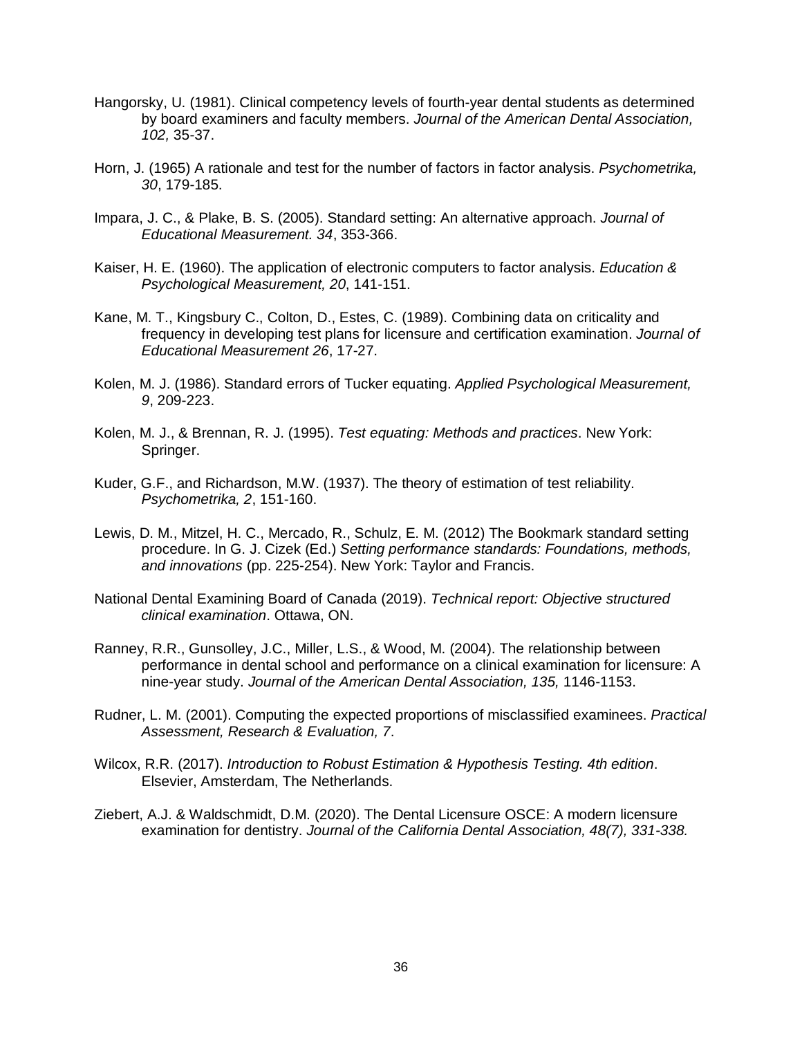Hangorsky, U. (1981). Clinical competency levels of fourth-year dental students as determined by board examiners and faculty members. *Journal of the American Dental Association, 102,* 35-37.

Horn, J. (1965) A rationale and test for the number of factors in factor analysis. *Psychometrika, 30*, 179-185.

Impara, J. C., & Plake, B. S. (2005). Standard setting: An alternative approach. *Journal of Educational Measurement. 34*, 353-366.

Kaiser, H. E. (1960). The application of electronic computers to factor analysis. *Education & Psychological Measurement, 20*, 141-151.

Kane, M. T., Kingsbury C., Colton, D., Estes, C. (1989). Combining data on criticality and frequency in developing test plans for licensure and certification examination. *Journal of Educational Measurement 26*, 17-27.

Kolen, M. J. (1986). Standard errors of Tucker equating. *Applied Psychological Measurement, 9*, 209-223.

Kolen, M. J., & Brennan, R. J. (1995). *Test equating: Methods and practices*. New York: Springer.

Kuder, G.F., and Richardson, M.W. (1937). The theory of estimation of test reliability. *Psychometrika, 2*, 151-160.

Lewis, D. M., Mitzel, H. C., Mercado, R., Schulz, E. M. (2012) The Bookmark standard setting procedure. In G. J. Cizek (Ed.) *Setting performance standards: Foundations, methods, and innovations* (pp. 225-254). New York: Taylor and Francis.

National Dental Examining Board of Canada (2019). *Technical report: Objective structured clinical examination*. Ottawa, ON.

Ranney, R.R., Gunsolley, J.C., Miller, L.S., & Wood, M. (2004). The relationship between performance in dental school and performance on a clinical examination for licensure: A nine-year study. *Journal of the American Dental Association, 135,* 1146-1153.

Rudner, L. M. (2001). Computing the expected proportions of misclassified examinees. *Practical Assessment, Research & Evaluation, 7*.

Wilcox, R.R. (2017). *Introduction to Robust Estimation & Hypothesis Testing. 4th edition*. Elsevier, Amsterdam, The Netherlands.

Ziebert, A.J. & Waldschmidt, D.M. (2020). The Dental Licensure OSCE: A modern licensure examination for dentistry. *Journal of the California Dental Association, 48(7), 331-338.*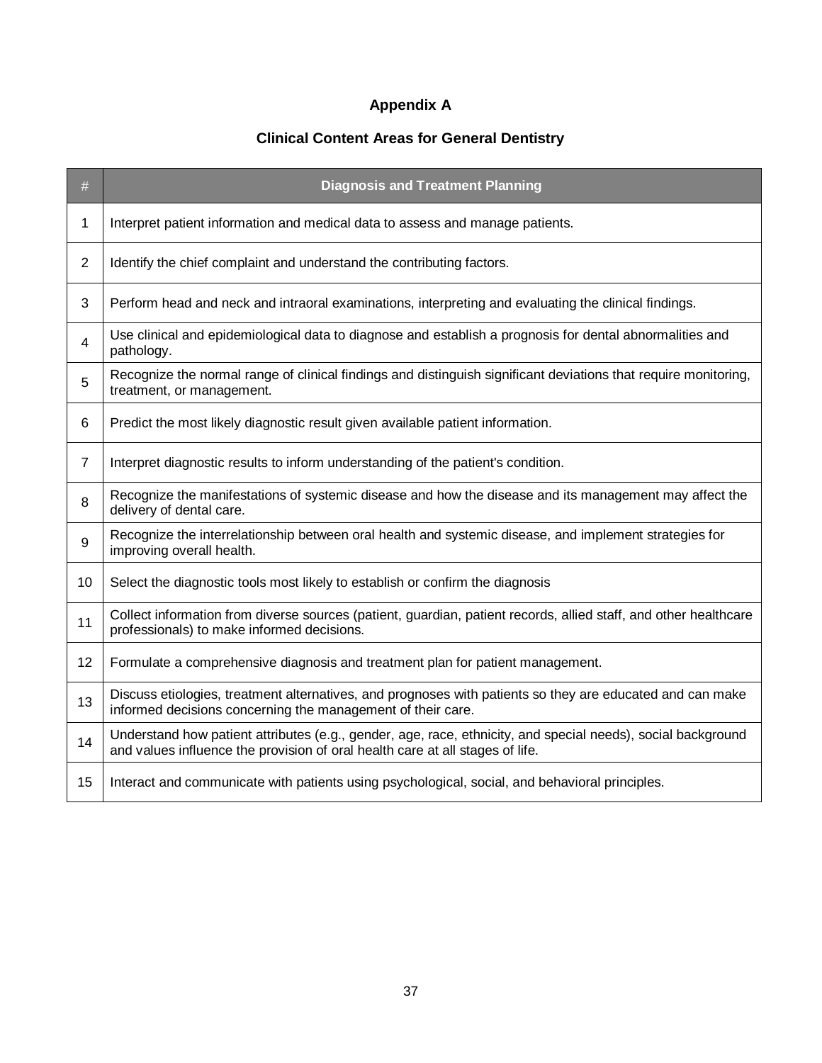# Appendix A

## Clinical Content Areas for General Dentistry

| # | Diagnosis and Treatment Planning |
|---|---|
| 1 | Interpret patient information and medical data to assess and manage patients. |
| 2 | Identify the chief complaint and understand the contributing factors. |
| 3 | Perform head and neck and intraoral examinations, interpreting and evaluating the clinical findings. |
| 4 | Use clinical and epidemiological data to diagnose and establish a prognosis for dental abnormalities and pathology. |
| 5 | Recognize the normal range of clinical findings and distinguish significant deviations that require monitoring, treatment, or management. |
| 6 | Predict the most likely diagnostic result given available patient information. |
| 7 | Interpret diagnostic results to inform understanding of the patient's condition. |
| 8 | Recognize the manifestations of systemic disease and how the disease and its management may affect the delivery of dental care. |
| 9 | Recognize the interrelationship between oral health and systemic disease, and implement strategies for improving overall health. |
| 10 | Select the diagnostic tools most likely to establish or confirm the diagnosis |
| 11 | Collect information from diverse sources (patient, guardian, patient records, allied staff, and other healthcare professionals) to make informed decisions. |
| 12 | Formulate a comprehensive diagnosis and treatment plan for patient management. |
| 13 | Discuss etiologies, treatment alternatives, and prognoses with patients so they are educated and can make informed decisions concerning the management of their care. |
| 14 | Understand how patient attributes (e.g., gender, age, race, ethnicity, and special needs), social background and values influence the provision of oral health care at all stages of life. |
| 15 | Interact and communicate with patients using psychological, social, and behavioral principles. |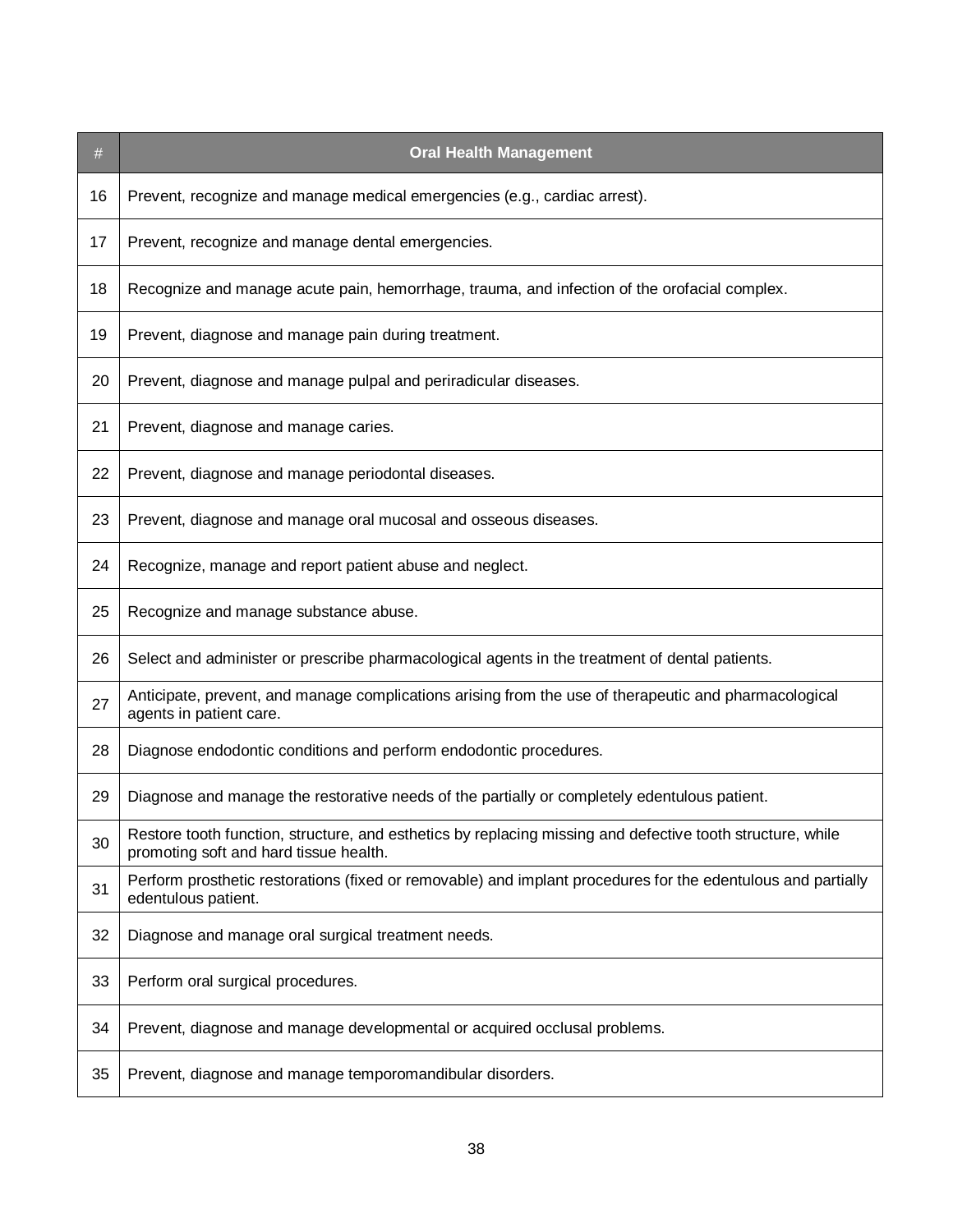| # | Oral Health Management |
|---|---|
| 16 | Prevent, recognize and manage medical emergencies (e.g., cardiac arrest). |
| 17 | Prevent, recognize and manage dental emergencies. |
| 18 | Recognize and manage acute pain, hemorrhage, trauma, and infection of the orofacial complex. |
| 19 | Prevent, diagnose and manage pain during treatment. |
| 20 | Prevent, diagnose and manage pulpal and periradicular diseases. |
| 21 | Prevent, diagnose and manage caries. |
| 22 | Prevent, diagnose and manage periodontal diseases. |
| 23 | Prevent, diagnose and manage oral mucosal and osseous diseases. |
| 24 | Recognize, manage and report patient abuse and neglect. |
| 25 | Recognize and manage substance abuse. |
| 26 | Select and administer or prescribe pharmacological agents in the treatment of dental patients. |
| 27 | Anticipate, prevent, and manage complications arising from the use of therapeutic and pharmacological agents in patient care. |
| 28 | Diagnose endodontic conditions and perform endodontic procedures. |
| 29 | Diagnose and manage the restorative needs of the partially or completely edentulous patient. |
| 30 | Restore tooth function, structure, and esthetics by replacing missing and defective tooth structure, while promoting soft and hard tissue health. |
| 31 | Perform prosthetic restorations (fixed or removable) and implant procedures for the edentulous and partially edentulous patient. |
| 32 | Diagnose and manage oral surgical treatment needs. |
| 33 | Perform oral surgical procedures. |
| 34 | Prevent, diagnose and manage developmental or acquired occlusal problems. |
| 35 | Prevent, diagnose and manage temporomandibular disorders. |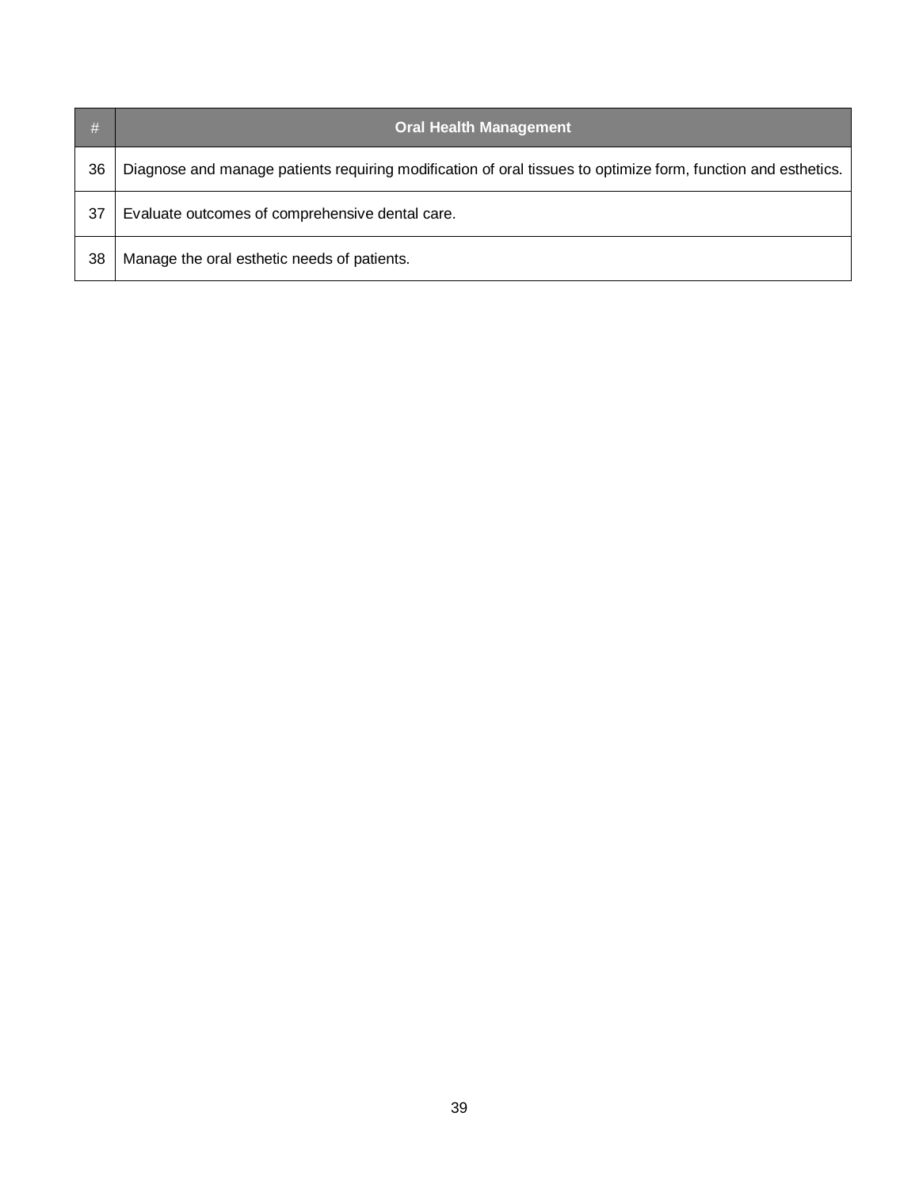| # | Oral Health Management |
|---|---|
| 36 | Diagnose and manage patients requiring modification of oral tissues to optimize form, function and esthetics. |
| 37 | Evaluate outcomes of comprehensive dental care. |
| 38 | Manage the oral esthetic needs of patients. |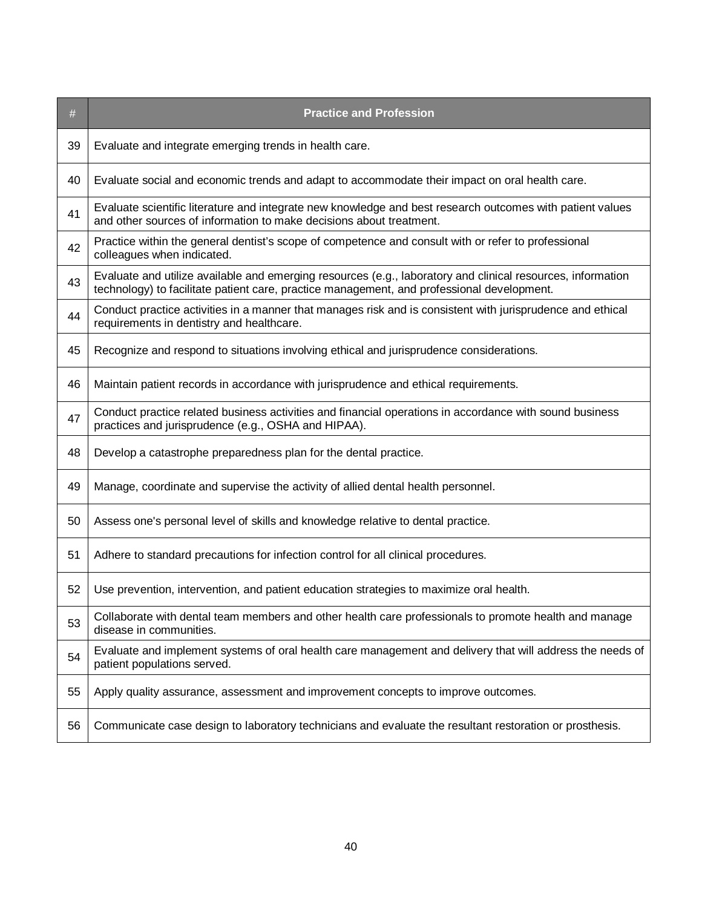| # | Practice and Profession |
|---|---|
| 39 | Evaluate and integrate emerging trends in health care. |
| 40 | Evaluate social and economic trends and adapt to accommodate their impact on oral health care. |
| 41 | Evaluate scientific literature and integrate new knowledge and best research outcomes with patient values and other sources of information to make decisions about treatment. |
| 42 | Practice within the general dentist's scope of competence and consult with or refer to professional colleagues when indicated. |
| 43 | Evaluate and utilize available and emerging resources (e.g., laboratory and clinical resources, information technology) to facilitate patient care, practice management, and professional development. |
| 44 | Conduct practice activities in a manner that manages risk and is consistent with jurisprudence and ethical requirements in dentistry and healthcare. |
| 45 | Recognize and respond to situations involving ethical and jurisprudence considerations. |
| 46 | Maintain patient records in accordance with jurisprudence and ethical requirements. |
| 47 | Conduct practice related business activities and financial operations in accordance with sound business practices and jurisprudence (e.g., OSHA and HIPAA). |
| 48 | Develop a catastrophe preparedness plan for the dental practice. |
| 49 | Manage, coordinate and supervise the activity of allied dental health personnel. |
| 50 | Assess one's personal level of skills and knowledge relative to dental practice. |
| 51 | Adhere to standard precautions for infection control for all clinical procedures. |
| 52 | Use prevention, intervention, and patient education strategies to maximize oral health. |
| 53 | Collaborate with dental team members and other health care professionals to promote health and manage disease in communities. |
| 54 | Evaluate and implement systems of oral health care management and delivery that will address the needs of patient populations served. |
| 55 | Apply quality assurance, assessment and improvement concepts to improve outcomes. |
| 56 | Communicate case design to laboratory technicians and evaluate the resultant restoration or prosthesis. |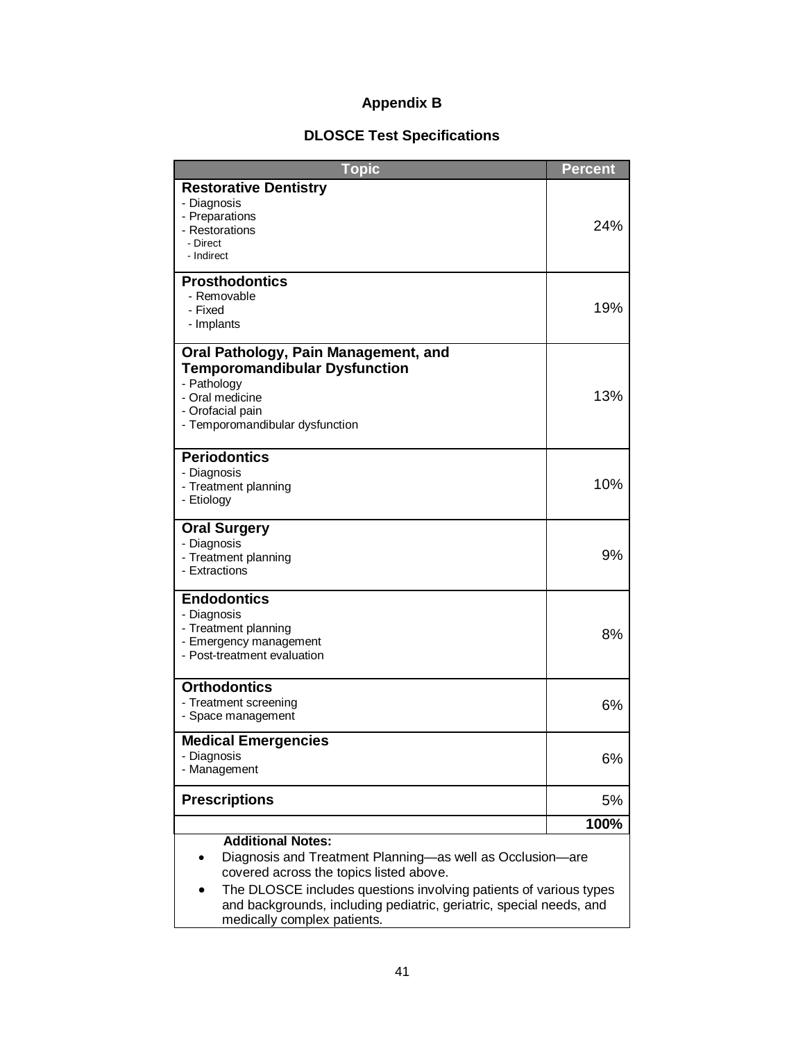# Appendix B

## DLOSCE Test Specifications

| Topic | Percent |
|---|---|
| **Restorative Dentistry**<br>- Diagnosis<br>- Preparations<br>- Restorations<br>  - Direct<br>  - Indirect | 24% |
| **Prosthodontics**<br>- Removable<br>- Fixed<br>- Implants | 19% |
| **Oral Pathology, Pain Management, and Temporomandibular Dysfunction**<br>- Pathology<br>- Oral medicine<br>- Orofacial pain<br>- Temporomandibular dysfunction | 13% |
| **Periodontics**<br>- Diagnosis<br>- Treatment planning<br>- Etiology | 10% |
| **Oral Surgery**<br>- Diagnosis<br>- Treatment planning<br>- Extractions | 9% |
| **Endodontics**<br>- Diagnosis<br>- Treatment planning<br>- Emergency management<br>- Post-treatment evaluation | 8% |
| **Orthodontics**<br>- Treatment screening<br>- Space management | 6% |
| **Medical Emergencies**<br>- Diagnosis<br>- Management | 6% |
| **Prescriptions** | 5% |
| | **100%** |

**Additional Notes:**

- Diagnosis and Treatment Planning—as well as Occlusion—are covered across the topics listed above.
- The DLOSCE includes questions involving patients of various types and backgrounds, including pediatric, geriatric, special needs, and medically complex patients.